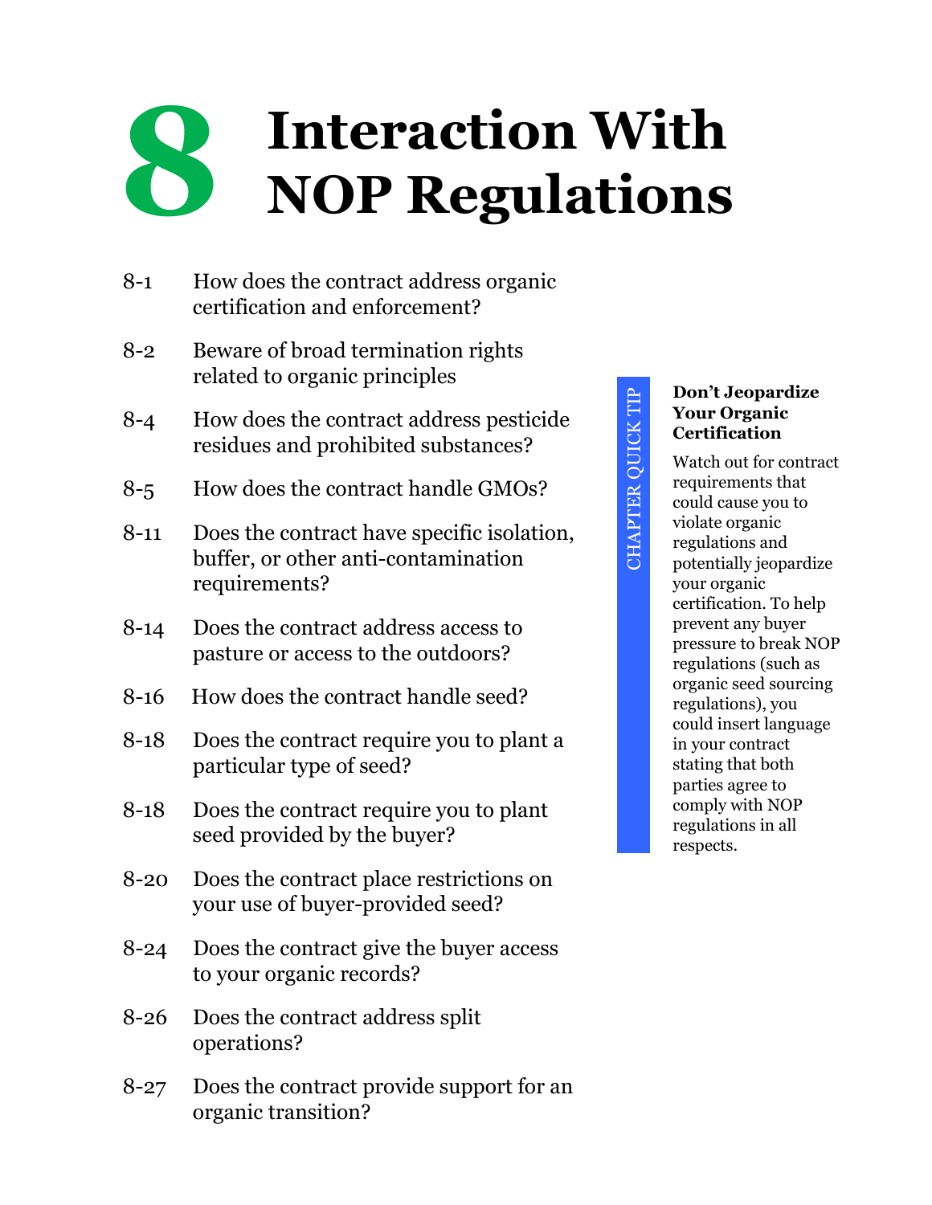# 8 Interaction With NOP Regulations

8-1 How does the contract address organic certification and enforcement?

8-2 Beware of broad termination rights related to organic principles

8-4 How does the contract address pesticide residues and prohibited substances?

8-5 How does the contract handle GMOs?

8-11 Does the contract have specific isolation, buffer, or other anti-contamination requirements?

8-14 Does the contract address access to pasture or access to the outdoors?

8-16 How does the contract handle seed?

8-18 Does the contract require you to plant a particular type of seed?

8-18 Does the contract require you to plant seed provided by the buyer?

8-20 Does the contract place restrictions on your use of buyer-provided seed?

8-24 Does the contract give the buyer access to your organic records?

8-26 Does the contract address split operations?

8-27 Does the contract provide support for an organic transition?

CHAPTER QUICK TIP

**Don't Jeopardize Your Organic Certification**

Watch out for contract requirements that could cause you to violate organic regulations and potentially jeopardize your organic certification. To help prevent any buyer pressure to break NOP regulations (such as organic seed sourcing regulations), you could insert language in your contract stating that both parties agree to comply with NOP regulations in all respects.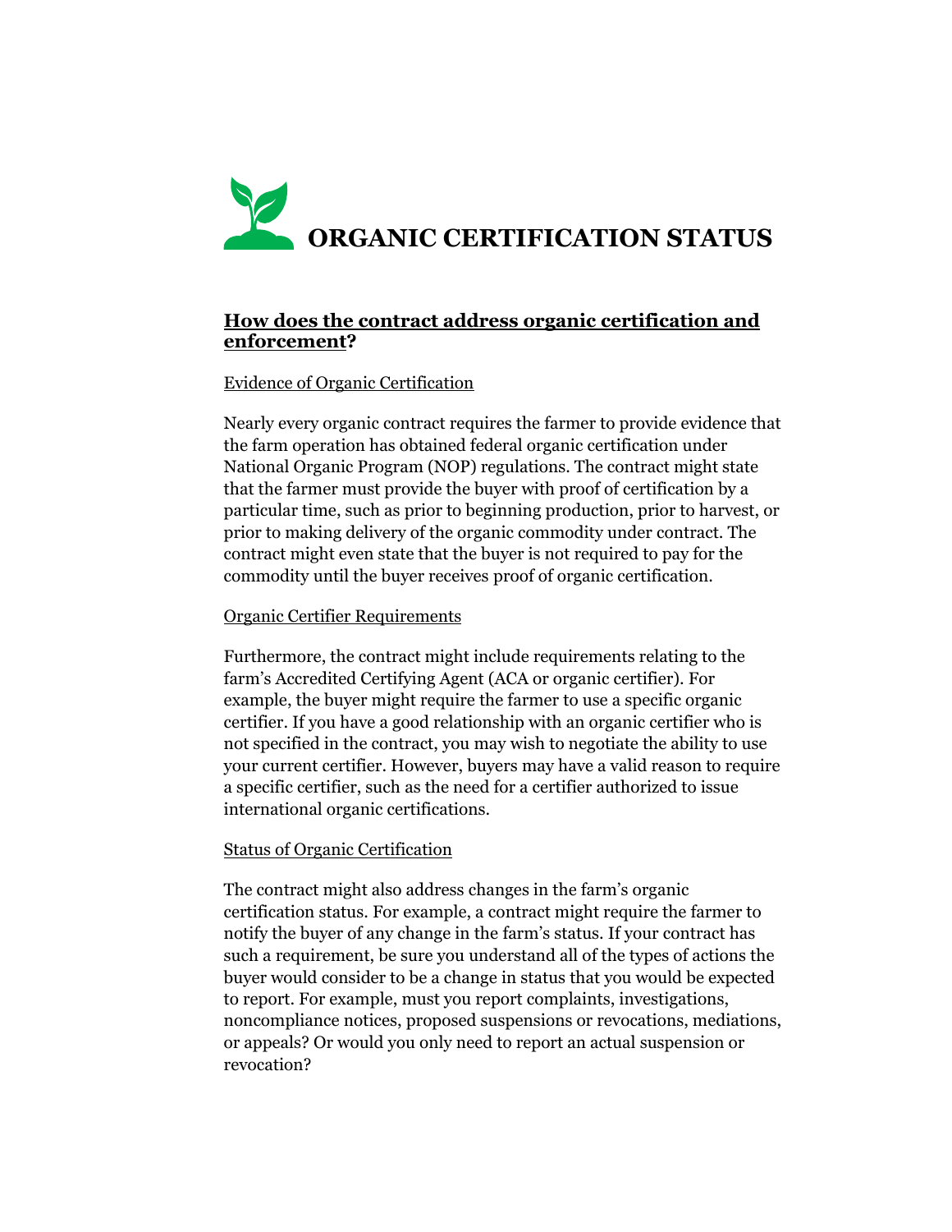# ORGANIC CERTIFICATION STATUS

## How does the contract address organic certification and enforcement?

Evidence of Organic Certification

Nearly every organic contract requires the farmer to provide evidence that the farm operation has obtained federal organic certification under National Organic Program (NOP) regulations. The contract might state that the farmer must provide the buyer with proof of certification by a particular time, such as prior to beginning production, prior to harvest, or prior to making delivery of the organic commodity under contract. The contract might even state that the buyer is not required to pay for the commodity until the buyer receives proof of organic certification.

Organic Certifier Requirements

Furthermore, the contract might include requirements relating to the farm's Accredited Certifying Agent (ACA or organic certifier). For example, the buyer might require the farmer to use a specific organic certifier. If you have a good relationship with an organic certifier who is not specified in the contract, you may wish to negotiate the ability to use your current certifier. However, buyers may have a valid reason to require a specific certifier, such as the need for a certifier authorized to issue international organic certifications.

Status of Organic Certification

The contract might also address changes in the farm's organic certification status. For example, a contract might require the farmer to notify the buyer of any change in the farm's status. If your contract has such a requirement, be sure you understand all of the types of actions the buyer would consider to be a change in status that you would be expected to report. For example, must you report complaints, investigations, noncompliance notices, proposed suspensions or revocations, mediations, or appeals? Or would you only need to report an actual suspension or revocation?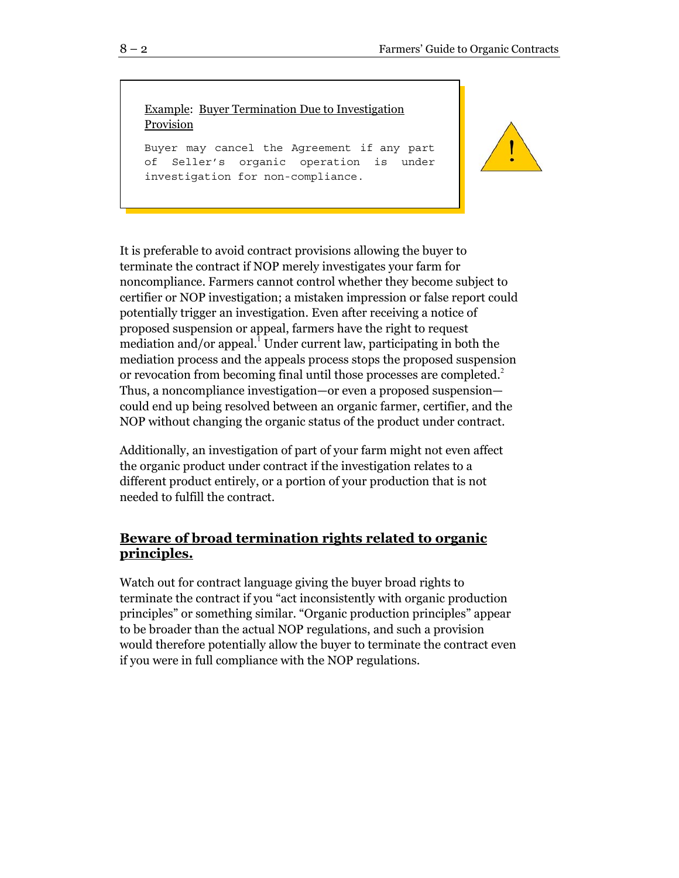Example: Buyer Termination Due to Investigation Provision

```
Buyer may cancel the Agreement if any part
of Seller's organic operation is under
investigation for non-compliance.
```

It is preferable to avoid contract provisions allowing the buyer to terminate the contract if NOP merely investigates your farm for noncompliance. Farmers cannot control whether they become subject to certifier or NOP investigation; a mistaken impression or false report could potentially trigger an investigation. Even after receiving a notice of proposed suspension or appeal, farmers have the right to request mediation and/or appeal.[1] Under current law, participating in both the mediation process and the appeals process stops the proposed suspension or revocation from becoming final until those processes are completed.[2] Thus, a noncompliance investigation—or even a proposed suspension—could end up being resolved between an organic farmer, certifier, and the NOP without changing the organic status of the product under contract.

Additionally, an investigation of part of your farm might not even affect the organic product under contract if the investigation relates to a different product entirely, or a portion of your production that is not needed to fulfill the contract.

## Beware of broad termination rights related to organic principles.

Watch out for contract language giving the buyer broad rights to terminate the contract if you "act inconsistently with organic production principles" or something similar. "Organic production principles" appear to be broader than the actual NOP regulations, and such a provision would therefore potentially allow the buyer to terminate the contract even if you were in full compliance with the NOP regulations.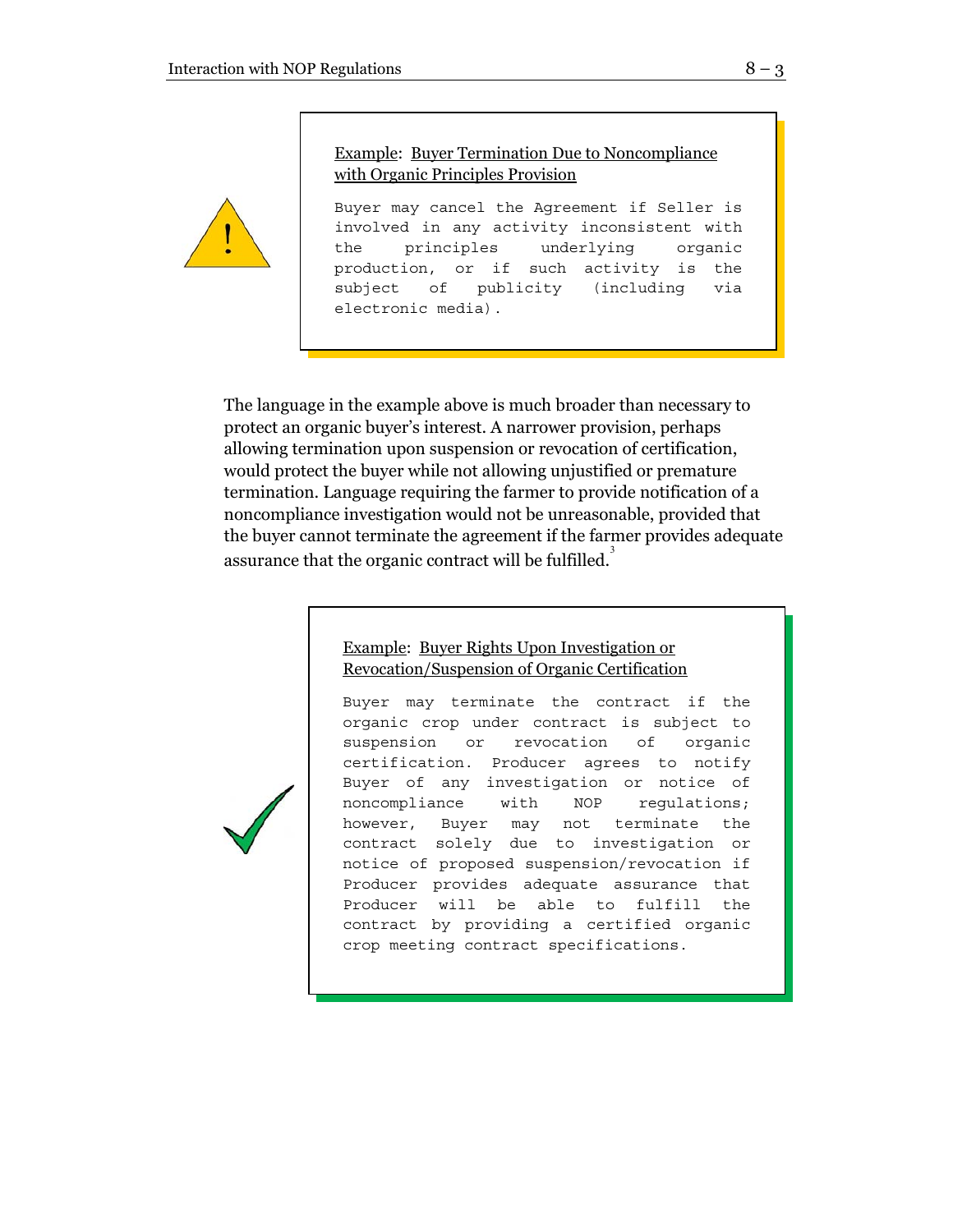> Example: Buyer Termination Due to Noncompliance with Organic Principles Provision
>
> Buyer may cancel the Agreement if Seller is involved in any activity inconsistent with the principles underlying organic production, or if such activity is the subject of publicity (including via electronic media).

The language in the example above is much broader than necessary to protect an organic buyer's interest. A narrower provision, perhaps allowing termination upon suspension or revocation of certification, would protect the buyer while not allowing unjustified or premature termination. Language requiring the farmer to provide notification of a noncompliance investigation would not be unreasonable, provided that the buyer cannot terminate the agreement if the farmer provides adequate assurance that the organic contract will be fulfilled.[3]

> Example: Buyer Rights Upon Investigation or Revocation/Suspension of Organic Certification
>
> Buyer may terminate the contract if the organic crop under contract is subject to suspension or revocation of organic certification. Producer agrees to notify Buyer of any investigation or notice of noncompliance with NOP regulations; however, Buyer may not terminate the contract solely due to investigation or notice of proposed suspension/revocation if Producer provides adequate assurance that Producer will be able to fulfill the contract by providing a certified organic crop meeting contract specifications.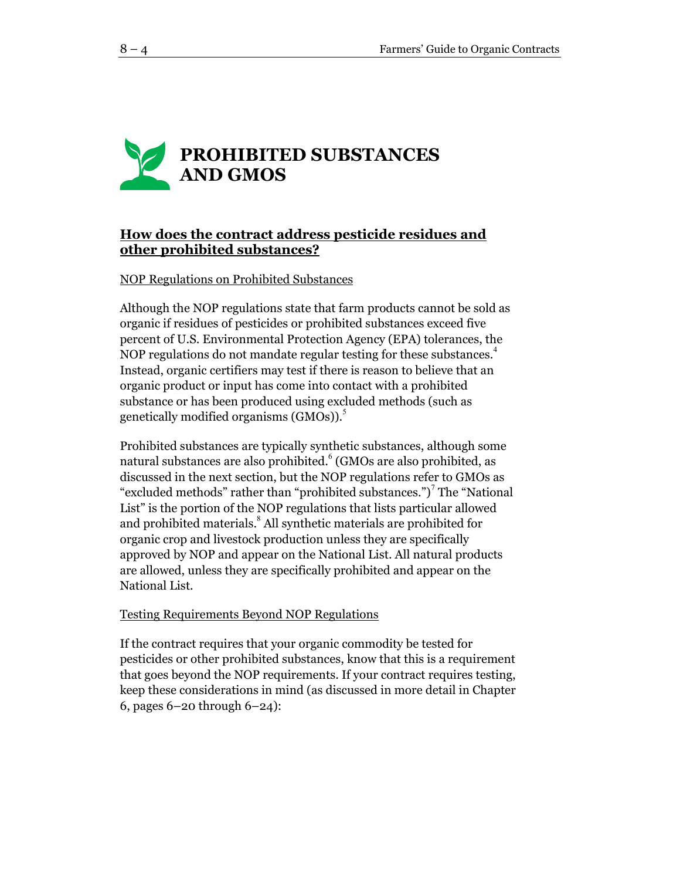# PROHIBITED SUBSTANCES AND GMOS

## How does the contract address pesticide residues and other prohibited substances?

NOP Regulations on Prohibited Substances

Although the NOP regulations state that farm products cannot be sold as organic if residues of pesticides or prohibited substances exceed five percent of U.S. Environmental Protection Agency (EPA) tolerances, the NOP regulations do not mandate regular testing for these substances.[4] Instead, organic certifiers may test if there is reason to believe that an organic product or input has come into contact with a prohibited substance or has been produced using excluded methods (such as genetically modified organisms (GMOs)).[5]

Prohibited substances are typically synthetic substances, although some natural substances are also prohibited.[6] (GMOs are also prohibited, as discussed in the next section, but the NOP regulations refer to GMOs as "excluded methods" rather than "prohibited substances.")[7] The "National List" is the portion of the NOP regulations that lists particular allowed and prohibited materials.[8] All synthetic materials are prohibited for organic crop and livestock production unless they are specifically approved by NOP and appear on the National List. All natural products are allowed, unless they are specifically prohibited and appear on the National List.

Testing Requirements Beyond NOP Regulations

If the contract requires that your organic commodity be tested for pesticides or other prohibited substances, know that this is a requirement that goes beyond the NOP requirements. If your contract requires testing, keep these considerations in mind (as discussed in more detail in Chapter 6, pages 6–20 through 6–24):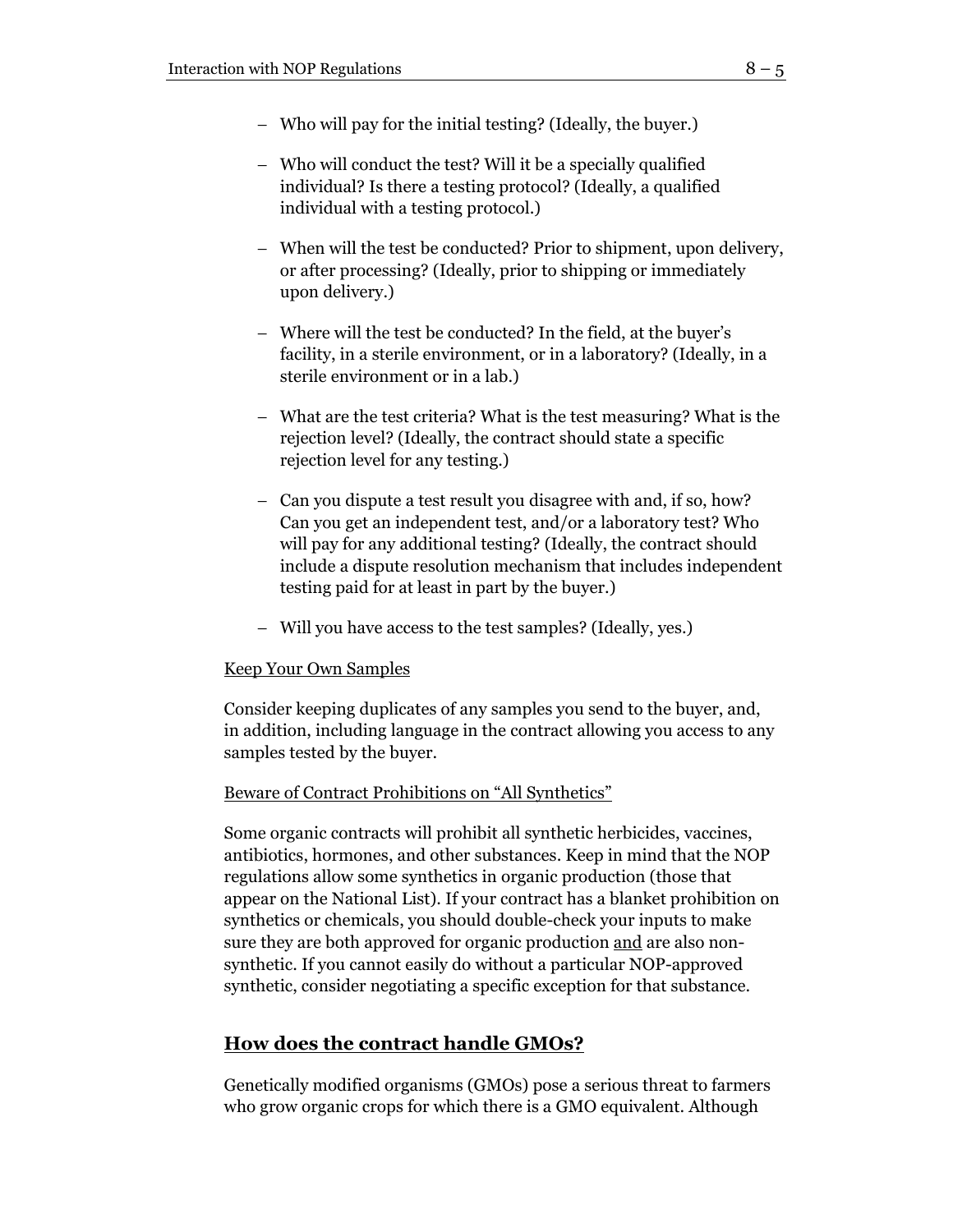- Who will pay for the initial testing? (Ideally, the buyer.)

- Who will conduct the test? Will it be a specially qualified individual? Is there a testing protocol? (Ideally, a qualified individual with a testing protocol.)

- When will the test be conducted? Prior to shipment, upon delivery, or after processing? (Ideally, prior to shipping or immediately upon delivery.)

- Where will the test be conducted? In the field, at the buyer's facility, in a sterile environment, or in a laboratory? (Ideally, in a sterile environment or in a lab.)

- What are the test criteria? What is the test measuring? What is the rejection level? (Ideally, the contract should state a specific rejection level for any testing.)

- Can you dispute a test result you disagree with and, if so, how? Can you get an independent test, and/or a laboratory test? Who will pay for any additional testing? (Ideally, the contract should include a dispute resolution mechanism that includes independent testing paid for at least in part by the buyer.)

- Will you have access to the test samples? (Ideally, yes.)

<u>Keep Your Own Samples</u>

Consider keeping duplicates of any samples you send to the buyer, and, in addition, including language in the contract allowing you access to any samples tested by the buyer.

<u>Beware of Contract Prohibitions on "All Synthetics"</u>

Some organic contracts will prohibit all synthetic herbicides, vaccines, antibiotics, hormones, and other substances. Keep in mind that the NOP regulations allow some synthetics in organic production (those that appear on the National List). If your contract has a blanket prohibition on synthetics or chemicals, you should double-check your inputs to make sure they are both approved for organic production <u>and</u> are also non-synthetic. If you cannot easily do without a particular NOP-approved synthetic, consider negotiating a specific exception for that substance.

## How does the contract handle GMOs?

Genetically modified organisms (GMOs) pose a serious threat to farmers who grow organic crops for which there is a GMO equivalent. Although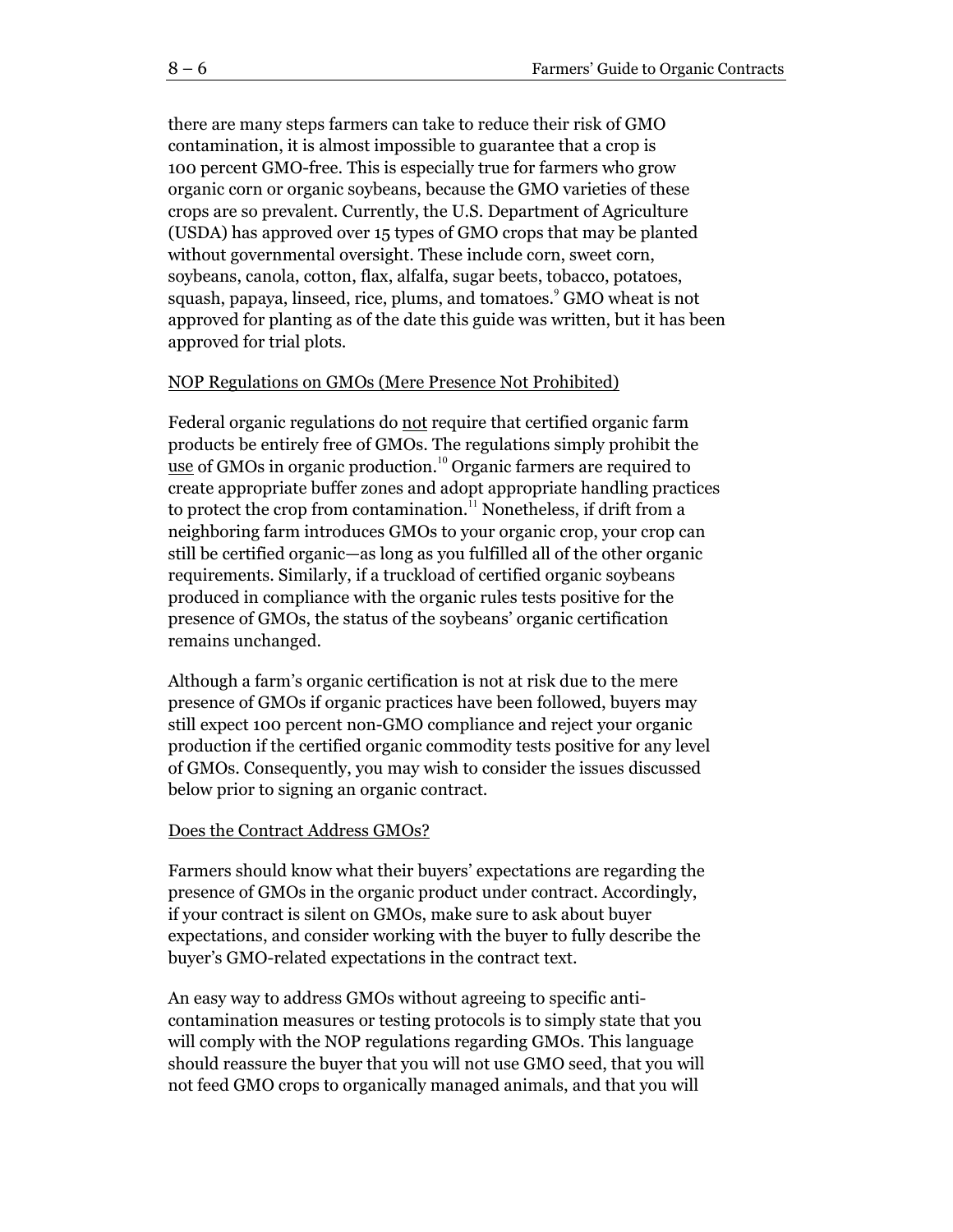there are many steps farmers can take to reduce their risk of GMO contamination, it is almost impossible to guarantee that a crop is 100 percent GMO-free. This is especially true for farmers who grow organic corn or organic soybeans, because the GMO varieties of these crops are so prevalent. Currently, the U.S. Department of Agriculture (USDA) has approved over 15 types of GMO crops that may be planted without governmental oversight. These include corn, sweet corn, soybeans, canola, cotton, flax, alfalfa, sugar beets, tobacco, potatoes, squash, papaya, linseed, rice, plums, and tomatoes.[9] GMO wheat is not approved for planting as of the date this guide was written, but it has been approved for trial plots.

NOP Regulations on GMOs (Mere Presence Not Prohibited)

Federal organic regulations do not require that certified organic farm products be entirely free of GMOs. The regulations simply prohibit the use of GMOs in organic production.[10] Organic farmers are required to create appropriate buffer zones and adopt appropriate handling practices to protect the crop from contamination.[11] Nonetheless, if drift from a neighboring farm introduces GMOs to your organic crop, your crop can still be certified organic—as long as you fulfilled all of the other organic requirements. Similarly, if a truckload of certified organic soybeans produced in compliance with the organic rules tests positive for the presence of GMOs, the status of the soybeans' organic certification remains unchanged.

Although a farm's organic certification is not at risk due to the mere presence of GMOs if organic practices have been followed, buyers may still expect 100 percent non-GMO compliance and reject your organic production if the certified organic commodity tests positive for any level of GMOs. Consequently, you may wish to consider the issues discussed below prior to signing an organic contract.

Does the Contract Address GMOs?

Farmers should know what their buyers' expectations are regarding the presence of GMOs in the organic product under contract. Accordingly, if your contract is silent on GMOs, make sure to ask about buyer expectations, and consider working with the buyer to fully describe the buyer's GMO-related expectations in the contract text.

An easy way to address GMOs without agreeing to specific anti-contamination measures or testing protocols is to simply state that you will comply with the NOP regulations regarding GMOs. This language should reassure the buyer that you will not use GMO seed, that you will not feed GMO crops to organically managed animals, and that you will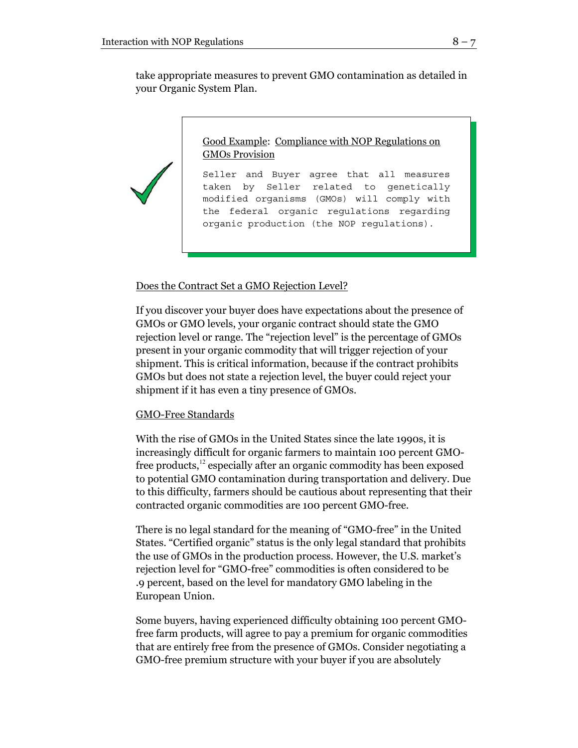take appropriate measures to prevent GMO contamination as detailed in your Organic System Plan.

> Good Example: Compliance with NOP Regulations on GMOs Provision
>
> ```
> Seller and Buyer agree that all measures taken by Seller related to genetically modified organisms (GMOs) will comply with the federal organic regulations regarding organic production (the NOP regulations).
> ```

Does the Contract Set a GMO Rejection Level?

If you discover your buyer does have expectations about the presence of GMOs or GMO levels, your organic contract should state the GMO rejection level or range. The "rejection level" is the percentage of GMOs present in your organic commodity that will trigger rejection of your shipment. This is critical information, because if the contract prohibits GMOs but does not state a rejection level, the buyer could reject your shipment if it has even a tiny presence of GMOs.

GMO-Free Standards

With the rise of GMOs in the United States since the late 1990s, it is increasingly difficult for organic farmers to maintain 100 percent GMO-free products,[12] especially after an organic commodity has been exposed to potential GMO contamination during transportation and delivery. Due to this difficulty, farmers should be cautious about representing that their contracted organic commodities are 100 percent GMO-free.

There is no legal standard for the meaning of "GMO-free" in the United States. "Certified organic" status is the only legal standard that prohibits the use of GMOs in the production process. However, the U.S. market's rejection level for "GMO-free" commodities is often considered to be .9 percent, based on the level for mandatory GMO labeling in the European Union.

Some buyers, having experienced difficulty obtaining 100 percent GMO-free farm products, will agree to pay a premium for organic commodities that are entirely free from the presence of GMOs. Consider negotiating a GMO-free premium structure with your buyer if you are absolutely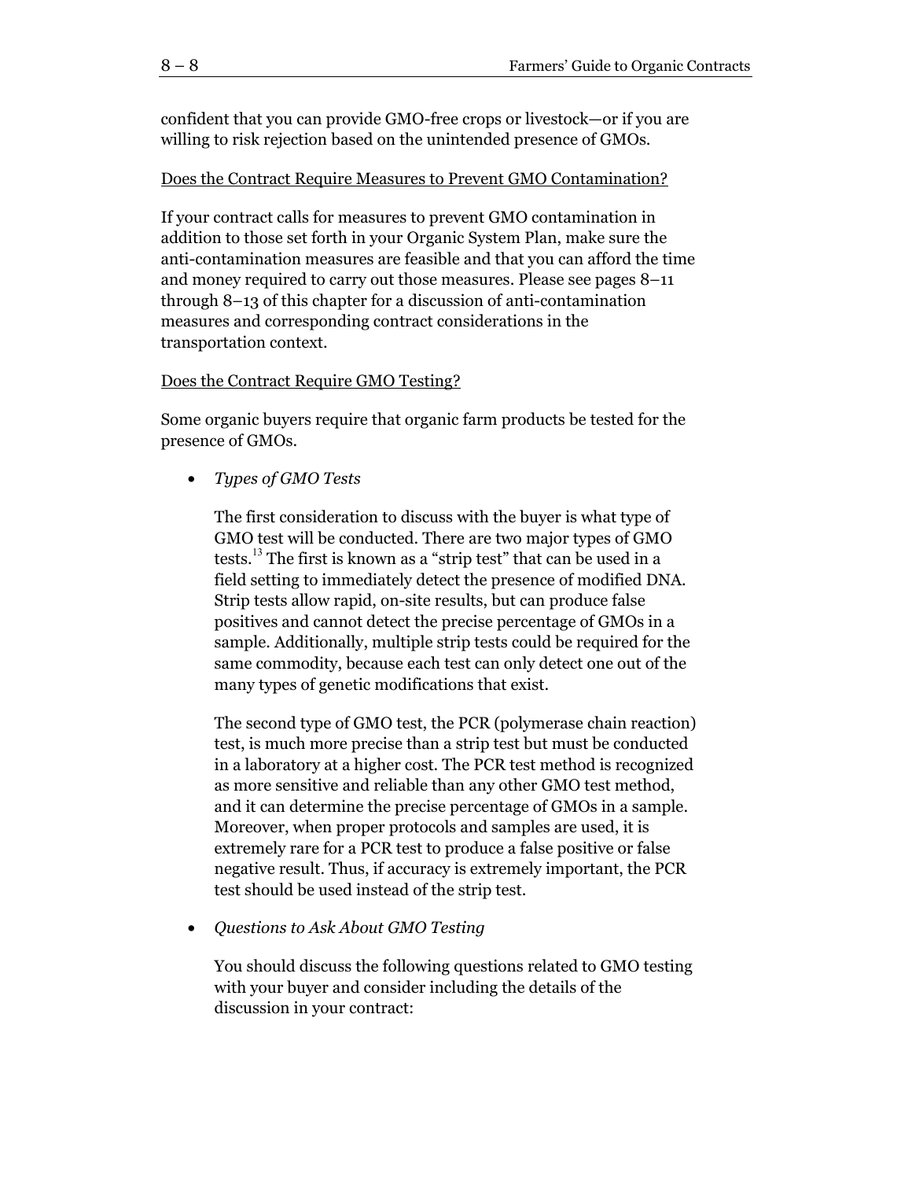confident that you can provide GMO-free crops or livestock—or if you are willing to risk rejection based on the unintended presence of GMOs.

Does the Contract Require Measures to Prevent GMO Contamination?

If your contract calls for measures to prevent GMO contamination in addition to those set forth in your Organic System Plan, make sure the anti-contamination measures are feasible and that you can afford the time and money required to carry out those measures. Please see pages 8–11 through 8–13 of this chapter for a discussion of anti-contamination measures and corresponding contract considerations in the transportation context.

Does the Contract Require GMO Testing?

Some organic buyers require that organic farm products be tested for the presence of GMOs.

- *Types of GMO Tests*

  The first consideration to discuss with the buyer is what type of GMO test will be conducted. There are two major types of GMO tests.[13] The first is known as a "strip test" that can be used in a field setting to immediately detect the presence of modified DNA. Strip tests allow rapid, on-site results, but can produce false positives and cannot detect the precise percentage of GMOs in a sample. Additionally, multiple strip tests could be required for the same commodity, because each test can only detect one out of the many types of genetic modifications that exist.

  The second type of GMO test, the PCR (polymerase chain reaction) test, is much more precise than a strip test but must be conducted in a laboratory at a higher cost. The PCR test method is recognized as more sensitive and reliable than any other GMO test method, and it can determine the precise percentage of GMOs in a sample. Moreover, when proper protocols and samples are used, it is extremely rare for a PCR test to produce a false positive or false negative result. Thus, if accuracy is extremely important, the PCR test should be used instead of the strip test.

- *Questions to Ask About GMO Testing*

  You should discuss the following questions related to GMO testing with your buyer and consider including the details of the discussion in your contract: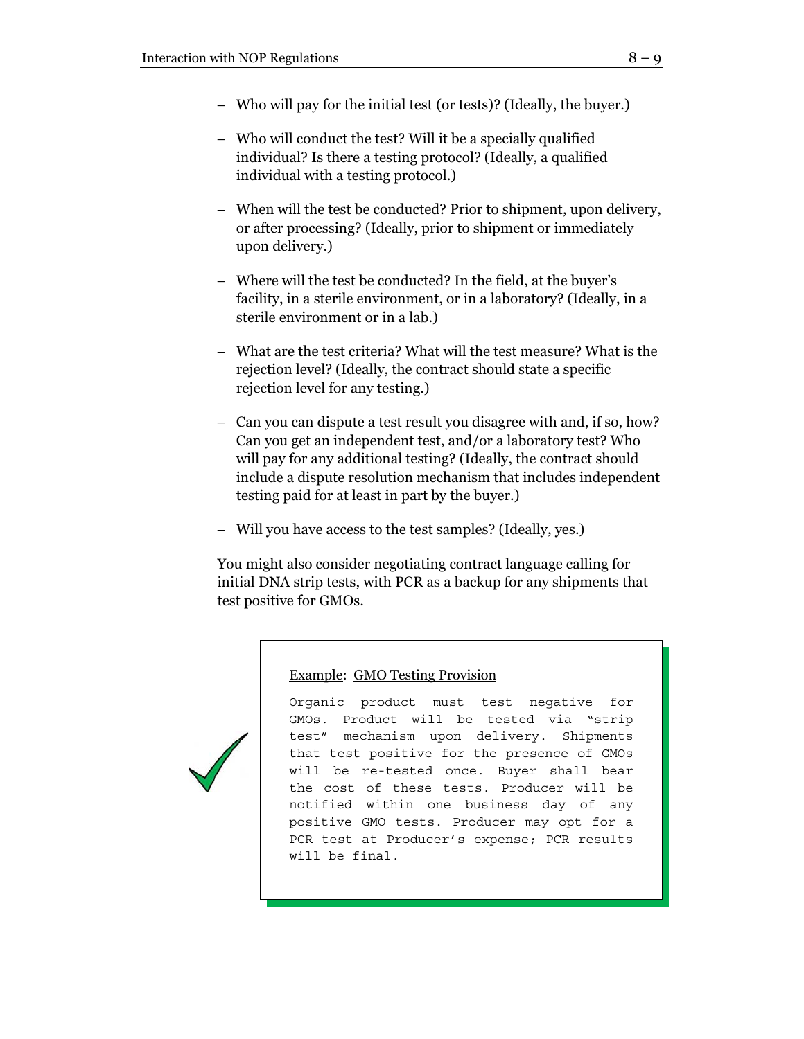- Who will pay for the initial test (or tests)? (Ideally, the buyer.)

- Who will conduct the test? Will it be a specially qualified individual? Is there a testing protocol? (Ideally, a qualified individual with a testing protocol.)

- When will the test be conducted? Prior to shipment, upon delivery, or after processing? (Ideally, prior to shipment or immediately upon delivery.)

- Where will the test be conducted? In the field, at the buyer's facility, in a sterile environment, or in a laboratory? (Ideally, in a sterile environment or in a lab.)

- What are the test criteria? What will the test measure? What is the rejection level? (Ideally, the contract should state a specific rejection level for any testing.)

- Can you can dispute a test result you disagree with and, if so, how? Can you get an independent test, and/or a laboratory test? Who will pay for any additional testing? (Ideally, the contract should include a dispute resolution mechanism that includes independent testing paid for at least in part by the buyer.)

- Will you have access to the test samples? (Ideally, yes.)

You might also consider negotiating contract language calling for initial DNA strip tests, with PCR as a backup for any shipments that test positive for GMOs.

> <u>Example</u>: <u>GMO Testing Provision</u>
>
> Organic product must test negative for GMOs. Product will be tested via "strip test" mechanism upon delivery. Shipments that test positive for the presence of GMOs will be re-tested once. Buyer shall bear the cost of these tests. Producer will be notified within one business day of any positive GMO tests. Producer may opt for a PCR test at Producer's expense; PCR results will be final.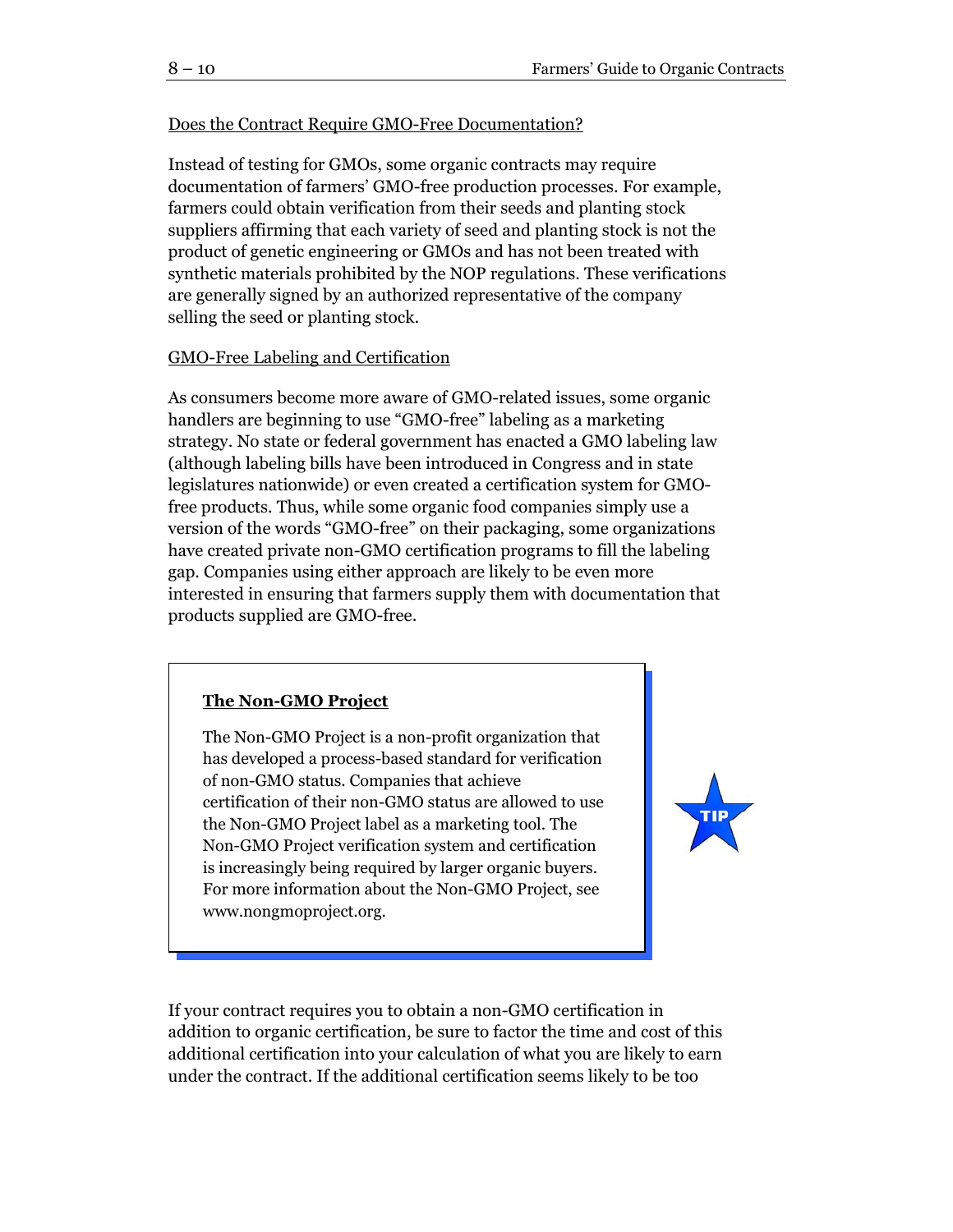Does the Contract Require GMO-Free Documentation?

Instead of testing for GMOs, some organic contracts may require documentation of farmers' GMO-free production processes. For example, farmers could obtain verification from their seeds and planting stock suppliers affirming that each variety of seed and planting stock is not the product of genetic engineering or GMOs and has not been treated with synthetic materials prohibited by the NOP regulations. These verifications are generally signed by an authorized representative of the company selling the seed or planting stock.

GMO-Free Labeling and Certification

As consumers become more aware of GMO-related issues, some organic handlers are beginning to use "GMO-free" labeling as a marketing strategy. No state or federal government has enacted a GMO labeling law (although labeling bills have been introduced in Congress and in state legislatures nationwide) or even created a certification system for GMO-free products. Thus, while some organic food companies simply use a version of the words "GMO-free" on their packaging, some organizations have created private non-GMO certification programs to fill the labeling gap. Companies using either approach are likely to be even more interested in ensuring that farmers supply them with documentation that products supplied are GMO-free.

> **The Non-GMO Project**
>
> The Non-GMO Project is a non-profit organization that has developed a process-based standard for verification of non-GMO status. Companies that achieve certification of their non-GMO status are allowed to use the Non-GMO Project label as a marketing tool. The Non-GMO Project verification system and certification is increasingly being required by larger organic buyers. For more information about the Non-GMO Project, see www.nongmoproject.org.

TIP

If your contract requires you to obtain a non-GMO certification in addition to organic certification, be sure to factor the time and cost of this additional certification into your calculation of what you are likely to earn under the contract. If the additional certification seems likely to be too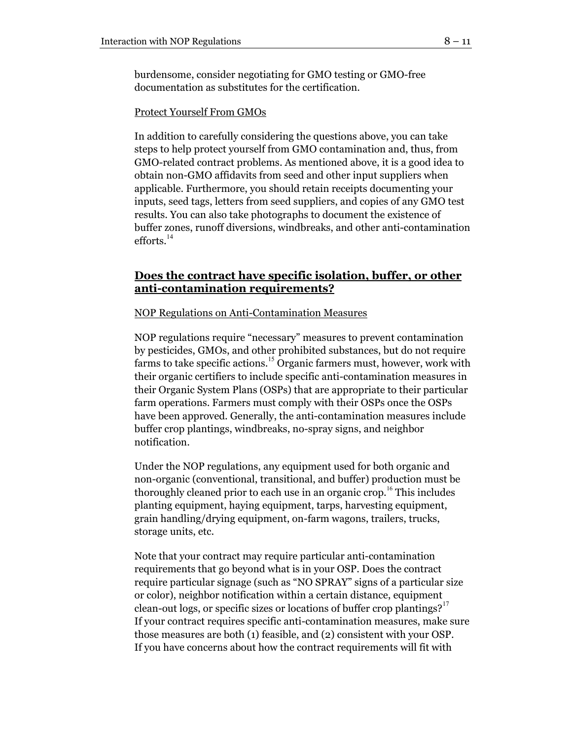burdensome, consider negotiating for GMO testing or GMO-free documentation as substitutes for the certification.

Protect Yourself From GMOs

In addition to carefully considering the questions above, you can take steps to help protect yourself from GMO contamination and, thus, from GMO-related contract problems. As mentioned above, it is a good idea to obtain non-GMO affidavits from seed and other input suppliers when applicable. Furthermore, you should retain receipts documenting your inputs, seed tags, letters from seed suppliers, and copies of any GMO test results. You can also take photographs to document the existence of buffer zones, runoff diversions, windbreaks, and other anti-contamination efforts.[14]

## Does the contract have specific isolation, buffer, or other anti-contamination requirements?

NOP Regulations on Anti-Contamination Measures

NOP regulations require "necessary" measures to prevent contamination by pesticides, GMOs, and other prohibited substances, but do not require farms to take specific actions.[15] Organic farmers must, however, work with their organic certifiers to include specific anti-contamination measures in their Organic System Plans (OSPs) that are appropriate to their particular farm operations. Farmers must comply with their OSPs once the OSPs have been approved. Generally, the anti-contamination measures include buffer crop plantings, windbreaks, no-spray signs, and neighbor notification.

Under the NOP regulations, any equipment used for both organic and non-organic (conventional, transitional, and buffer) production must be thoroughly cleaned prior to each use in an organic crop.[16] This includes planting equipment, haying equipment, tarps, harvesting equipment, grain handling/drying equipment, on-farm wagons, trailers, trucks, storage units, etc.

Note that your contract may require particular anti-contamination requirements that go beyond what is in your OSP. Does the contract require particular signage (such as "NO SPRAY" signs of a particular size or color), neighbor notification within a certain distance, equipment clean-out logs, or specific sizes or locations of buffer crop plantings?[17] If your contract requires specific anti-contamination measures, make sure those measures are both (1) feasible, and (2) consistent with your OSP. If you have concerns about how the contract requirements will fit with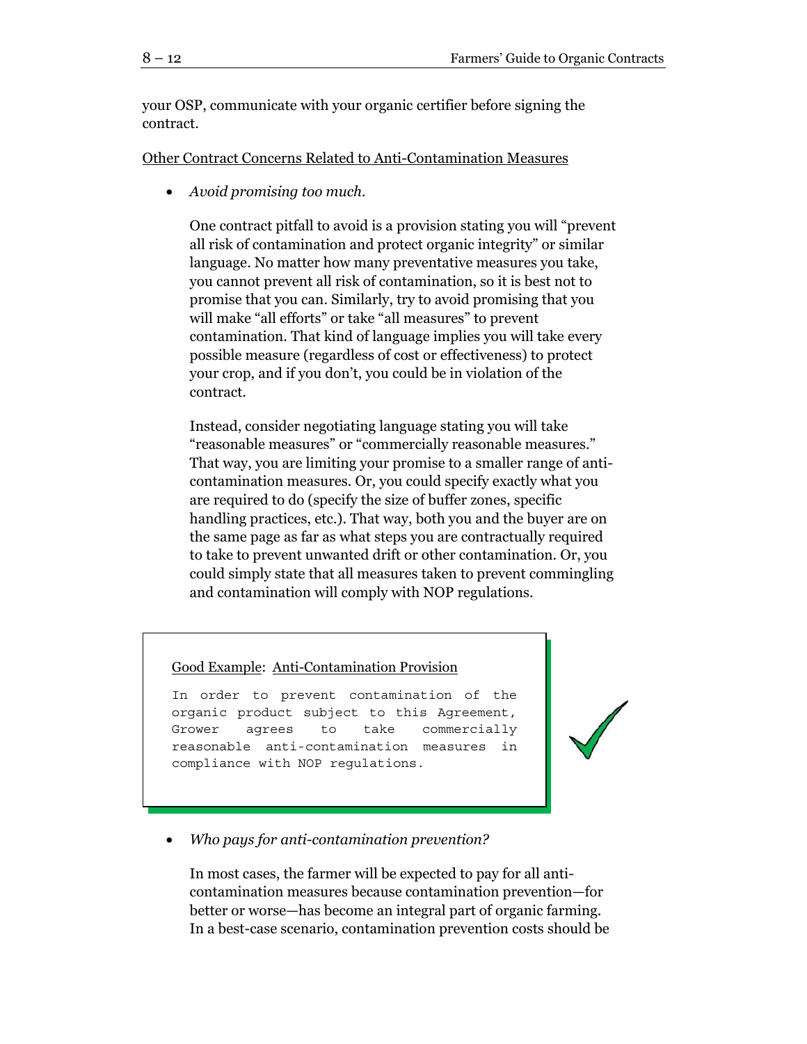your OSP, communicate with your organic certifier before signing the contract.

Other Contract Concerns Related to Anti-Contamination Measures

- *Avoid promising too much.*

  One contract pitfall to avoid is a provision stating you will "prevent all risk of contamination and protect organic integrity" or similar language. No matter how many preventative measures you take, you cannot prevent all risk of contamination, so it is best not to promise that you can. Similarly, try to avoid promising that you will make "all efforts" or take "all measures" to prevent contamination. That kind of language implies you will take every possible measure (regardless of cost or effectiveness) to protect your crop, and if you don't, you could be in violation of the contract.

  Instead, consider negotiating language stating you will take "reasonable measures" or "commercially reasonable measures." That way, you are limiting your promise to a smaller range of anti-contamination measures. Or, you could specify exactly what you are required to do (specify the size of buffer zones, specific handling practices, etc.). That way, both you and the buyer are on the same page as far as what steps you are contractually required to take to prevent unwanted drift or other contamination. Or, you could simply state that all measures taken to prevent commingling and contamination will comply with NOP regulations.

> Good Example: Anti-Contamination Provision
>
> ```
> In order to prevent contamination of the organic product subject to this Agreement, Grower agrees to take commercially reasonable anti-contamination measures in compliance with NOP regulations.
> ```

- *Who pays for anti-contamination prevention?*

  In most cases, the farmer will be expected to pay for all anti-contamination measures because contamination prevention—for better or worse—has become an integral part of organic farming. In a best-case scenario, contamination prevention costs should be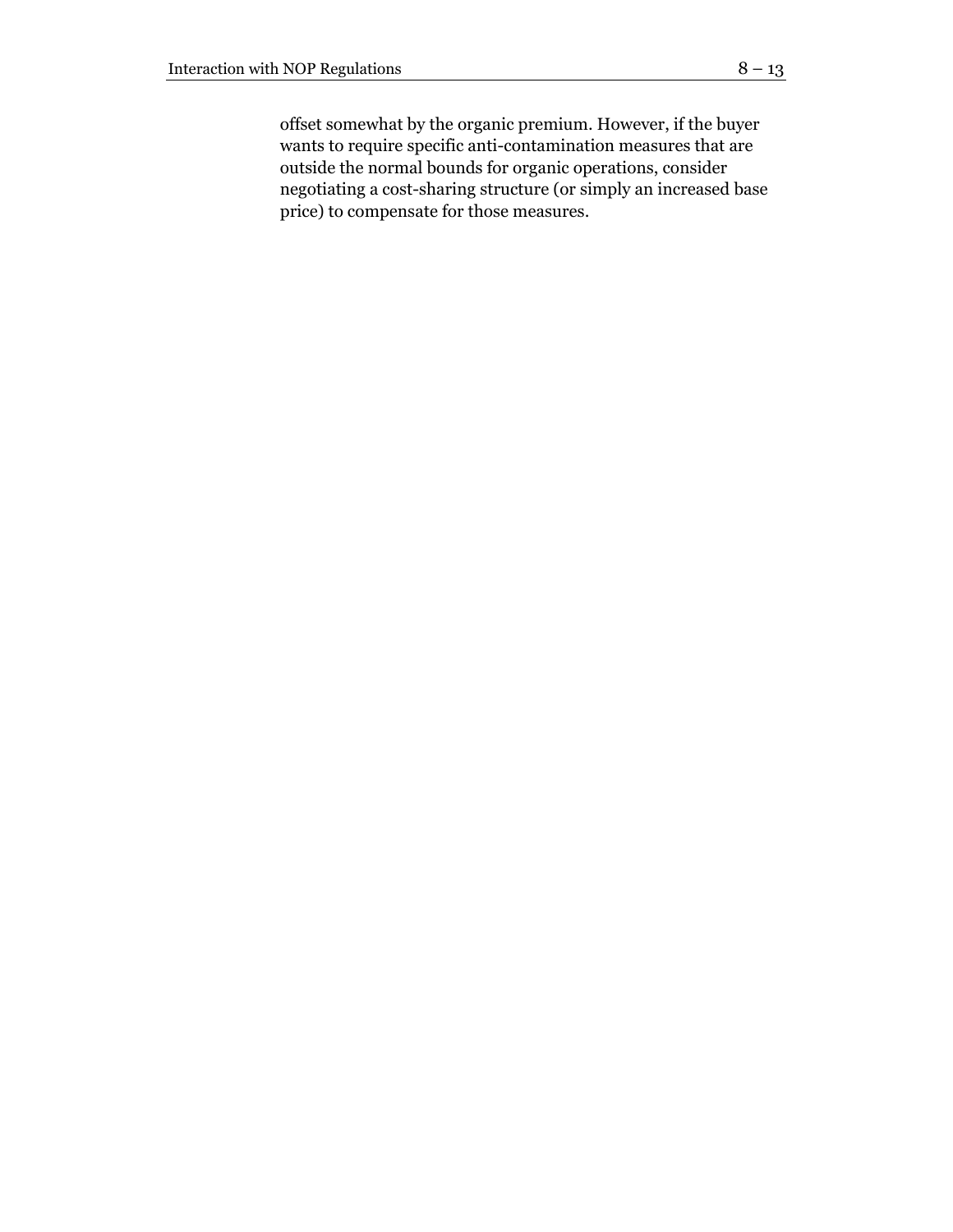offset somewhat by the organic premium. However, if the buyer wants to require specific anti-contamination measures that are outside the normal bounds for organic operations, consider negotiating a cost-sharing structure (or simply an increased base price) to compensate for those measures.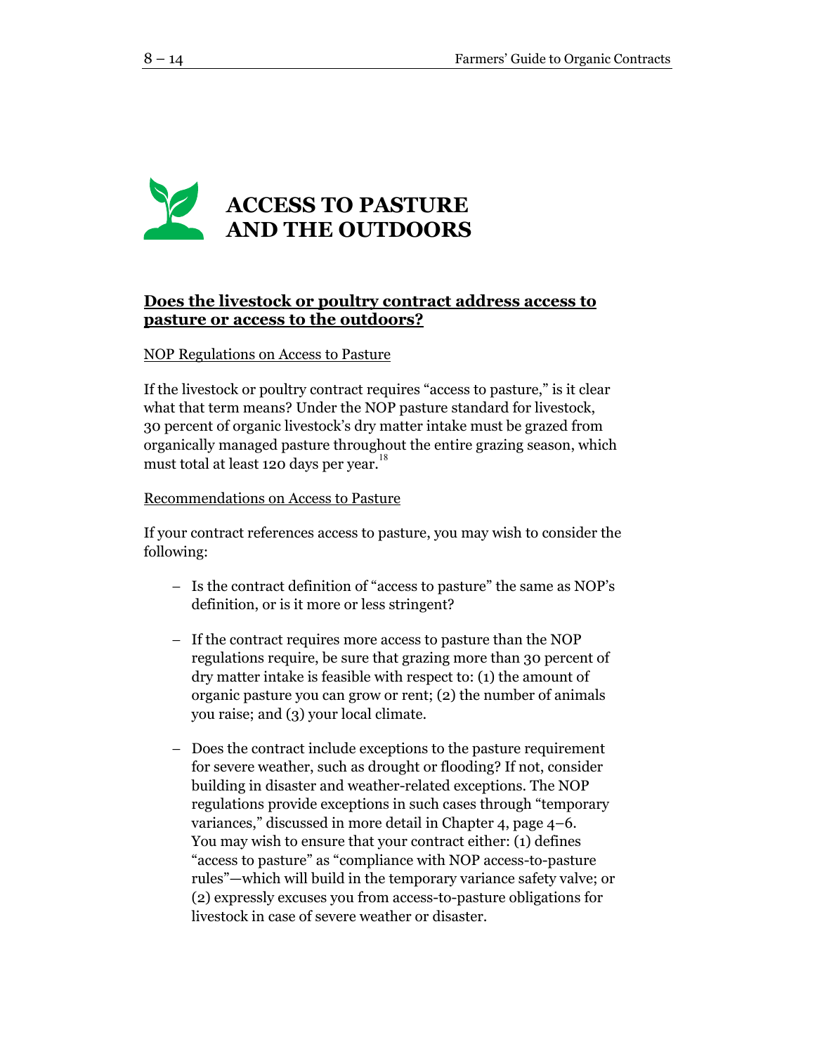# ACCESS TO PASTURE AND THE OUTDOORS

## Does the livestock or poultry contract address access to pasture or access to the outdoors?

NOP Regulations on Access to Pasture

If the livestock or poultry contract requires "access to pasture," is it clear what that term means? Under the NOP pasture standard for livestock, 30 percent of organic livestock's dry matter intake must be grazed from organically managed pasture throughout the entire grazing season, which must total at least 120 days per year.[18]

Recommendations on Access to Pasture

If your contract references access to pasture, you may wish to consider the following:

- Is the contract definition of "access to pasture" the same as NOP's definition, or is it more or less stringent?
- If the contract requires more access to pasture than the NOP regulations require, be sure that grazing more than 30 percent of dry matter intake is feasible with respect to: (1) the amount of organic pasture you can grow or rent; (2) the number of animals you raise; and (3) your local climate.
- Does the contract include exceptions to the pasture requirement for severe weather, such as drought or flooding? If not, consider building in disaster and weather-related exceptions. The NOP regulations provide exceptions in such cases through "temporary variances," discussed in more detail in Chapter 4, page 4–6. You may wish to ensure that your contract either: (1) defines "access to pasture" as "compliance with NOP access-to-pasture rules"—which will build in the temporary variance safety valve; or (2) expressly excuses you from access-to-pasture obligations for livestock in case of severe weather or disaster.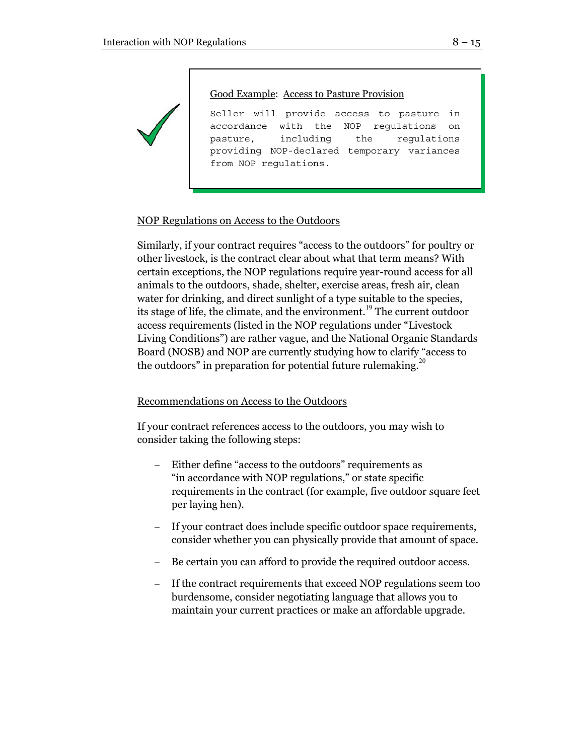Good Example: Access to Pasture Provision

```
Seller will provide access to pasture in accordance with the NOP regulations on pasture, including the regulations providing NOP-declared temporary variances from NOP regulations.
```

### NOP Regulations on Access to the Outdoors

Similarly, if your contract requires "access to the outdoors" for poultry or other livestock, is the contract clear about what that term means? With certain exceptions, the NOP regulations require year-round access for all animals to the outdoors, shade, shelter, exercise areas, fresh air, clean water for drinking, and direct sunlight of a type suitable to the species, its stage of life, the climate, and the environment.[19] The current outdoor access requirements (listed in the NOP regulations under "Livestock Living Conditions") are rather vague, and the National Organic Standards Board (NOSB) and NOP are currently studying how to clarify "access to the outdoors" in preparation for potential future rulemaking.[20]

### Recommendations on Access to the Outdoors

If your contract references access to the outdoors, you may wish to consider taking the following steps:

- Either define "access to the outdoors" requirements as "in accordance with NOP regulations," or state specific requirements in the contract (for example, five outdoor square feet per laying hen).
- If your contract does include specific outdoor space requirements, consider whether you can physically provide that amount of space.
- Be certain you can afford to provide the required outdoor access.
- If the contract requirements that exceed NOP regulations seem too burdensome, consider negotiating language that allows you to maintain your current practices or make an affordable upgrade.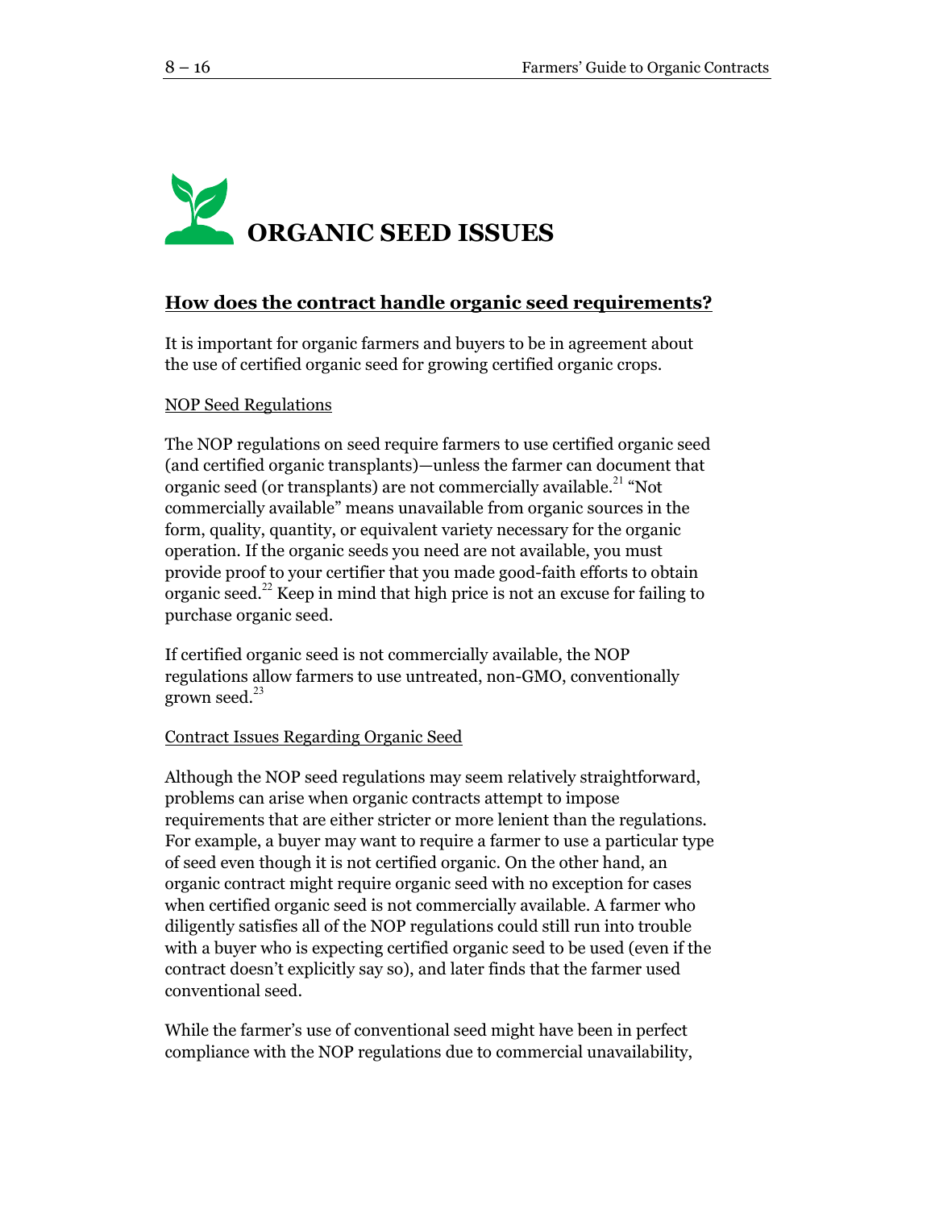# ORGANIC SEED ISSUES

## How does the contract handle organic seed requirements?

It is important for organic farmers and buyers to be in agreement about the use of certified organic seed for growing certified organic crops.

### NOP Seed Regulations

The NOP regulations on seed require farmers to use certified organic seed (and certified organic transplants)—unless the farmer can document that organic seed (or transplants) are not commercially available.[21] "Not commercially available" means unavailable from organic sources in the form, quality, quantity, or equivalent variety necessary for the organic operation. If the organic seeds you need are not available, you must provide proof to your certifier that you made good-faith efforts to obtain organic seed.[22] Keep in mind that high price is not an excuse for failing to purchase organic seed.

If certified organic seed is not commercially available, the NOP regulations allow farmers to use untreated, non-GMO, conventionally grown seed.[23]

### Contract Issues Regarding Organic Seed

Although the NOP seed regulations may seem relatively straightforward, problems can arise when organic contracts attempt to impose requirements that are either stricter or more lenient than the regulations. For example, a buyer may want to require a farmer to use a particular type of seed even though it is not certified organic. On the other hand, an organic contract might require organic seed with no exception for cases when certified organic seed is not commercially available. A farmer who diligently satisfies all of the NOP regulations could still run into trouble with a buyer who is expecting certified organic seed to be used (even if the contract doesn't explicitly say so), and later finds that the farmer used conventional seed.

While the farmer's use of conventional seed might have been in perfect compliance with the NOP regulations due to commercial unavailability,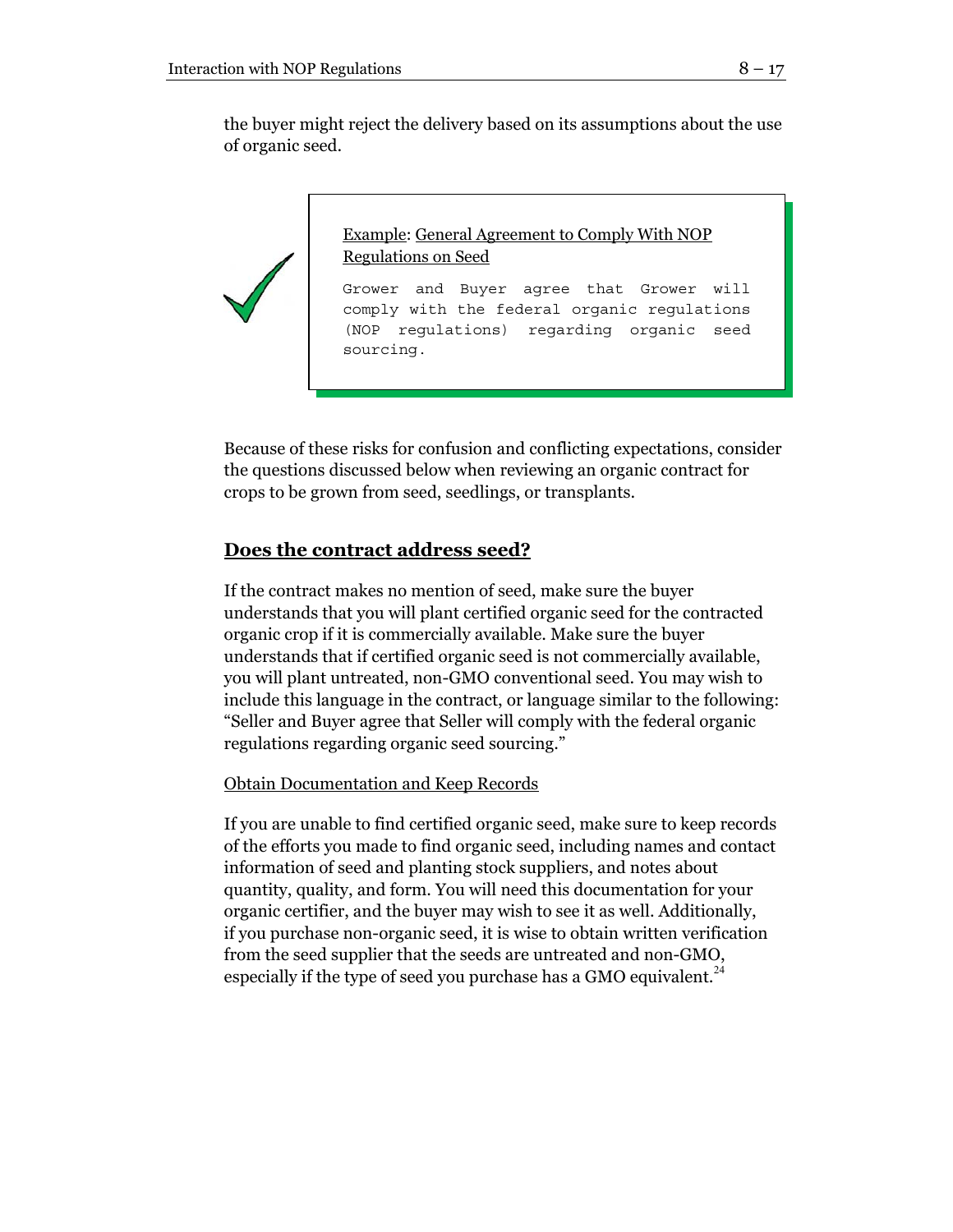the buyer might reject the delivery based on its assumptions about the use of organic seed.

> Example: General Agreement to Comply With NOP Regulations on Seed
>
> ```
> Grower and Buyer agree that Grower will comply with the federal organic regulations (NOP regulations) regarding organic seed sourcing.
> ```

Because of these risks for confusion and conflicting expectations, consider the questions discussed below when reviewing an organic contract for crops to be grown from seed, seedlings, or transplants.

## Does the contract address seed?

If the contract makes no mention of seed, make sure the buyer understands that you will plant certified organic seed for the contracted organic crop if it is commercially available. Make sure the buyer understands that if certified organic seed is not commercially available, you will plant untreated, non-GMO conventional seed. You may wish to include this language in the contract, or language similar to the following: "Seller and Buyer agree that Seller will comply with the federal organic regulations regarding organic seed sourcing."

### Obtain Documentation and Keep Records

If you are unable to find certified organic seed, make sure to keep records of the efforts you made to find organic seed, including names and contact information of seed and planting stock suppliers, and notes about quantity, quality, and form. You will need this documentation for your organic certifier, and the buyer may wish to see it as well. Additionally, if you purchase non-organic seed, it is wise to obtain written verification from the seed supplier that the seeds are untreated and non-GMO, especially if the type of seed you purchase has a GMO equivalent.[24]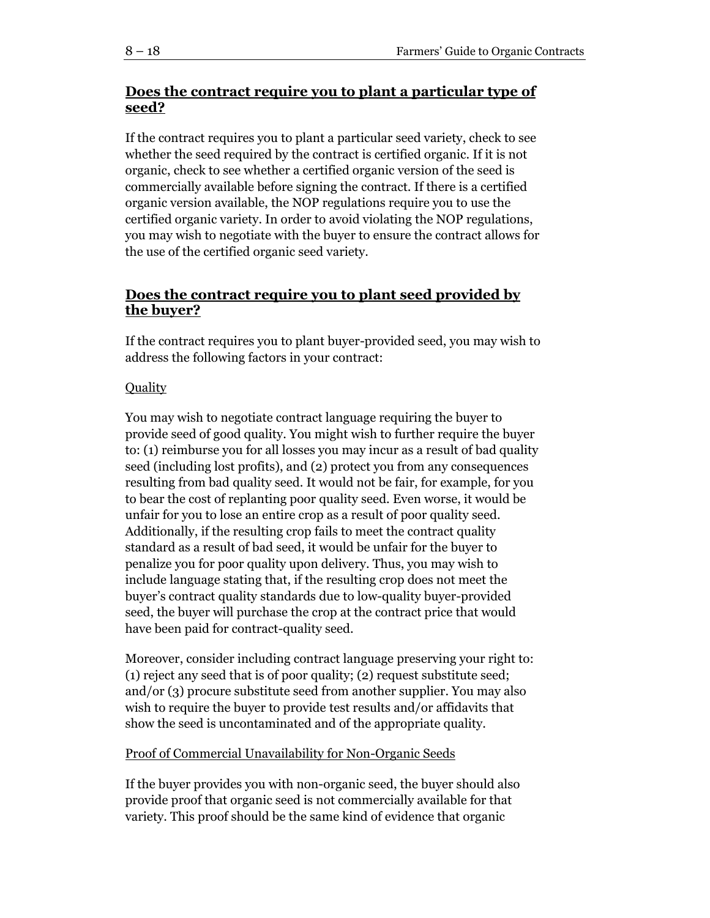## Does the contract require you to plant a particular type of seed?

If the contract requires you to plant a particular seed variety, check to see whether the seed required by the contract is certified organic. If it is not organic, check to see whether a certified organic version of the seed is commercially available before signing the contract. If there is a certified organic version available, the NOP regulations require you to use the certified organic variety. In order to avoid violating the NOP regulations, you may wish to negotiate with the buyer to ensure the contract allows for the use of the certified organic seed variety.

## Does the contract require you to plant seed provided by the buyer?

If the contract requires you to plant buyer-provided seed, you may wish to address the following factors in your contract:

### Quality

You may wish to negotiate contract language requiring the buyer to provide seed of good quality. You might wish to further require the buyer to: (1) reimburse you for all losses you may incur as a result of bad quality seed (including lost profits), and (2) protect you from any consequences resulting from bad quality seed. It would not be fair, for example, for you to bear the cost of replanting poor quality seed. Even worse, it would be unfair for you to lose an entire crop as a result of poor quality seed. Additionally, if the resulting crop fails to meet the contract quality standard as a result of bad seed, it would be unfair for the buyer to penalize you for poor quality upon delivery. Thus, you may wish to include language stating that, if the resulting crop does not meet the buyer's contract quality standards due to low-quality buyer-provided seed, the buyer will purchase the crop at the contract price that would have been paid for contract-quality seed.

Moreover, consider including contract language preserving your right to: (1) reject any seed that is of poor quality; (2) request substitute seed; and/or (3) procure substitute seed from another supplier. You may also wish to require the buyer to provide test results and/or affidavits that show the seed is uncontaminated and of the appropriate quality.

### Proof of Commercial Unavailability for Non-Organic Seeds

If the buyer provides you with non-organic seed, the buyer should also provide proof that organic seed is not commercially available for that variety. This proof should be the same kind of evidence that organic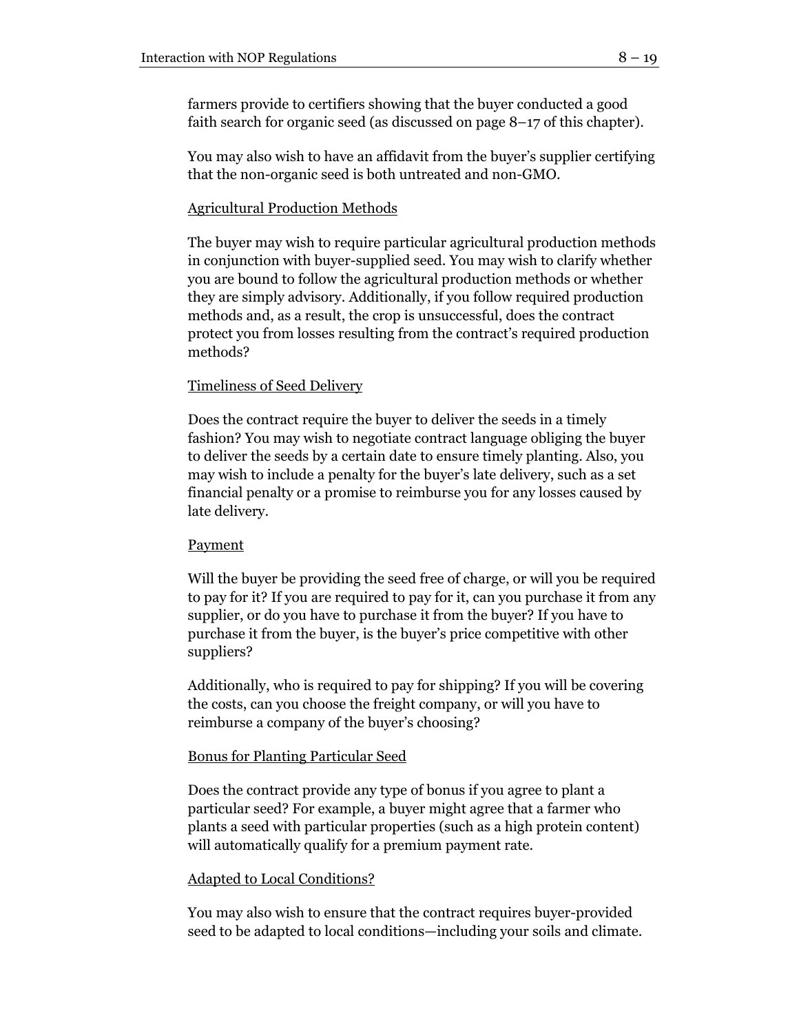farmers provide to certifiers showing that the buyer conducted a good faith search for organic seed (as discussed on page 8–17 of this chapter).

You may also wish to have an affidavit from the buyer's supplier certifying that the non-organic seed is both untreated and non-GMO.

<u>Agricultural Production Methods</u>

The buyer may wish to require particular agricultural production methods in conjunction with buyer-supplied seed. You may wish to clarify whether you are bound to follow the agricultural production methods or whether they are simply advisory. Additionally, if you follow required production methods and, as a result, the crop is unsuccessful, does the contract protect you from losses resulting from the contract's required production methods?

<u>Timeliness of Seed Delivery</u>

Does the contract require the buyer to deliver the seeds in a timely fashion? You may wish to negotiate contract language obliging the buyer to deliver the seeds by a certain date to ensure timely planting. Also, you may wish to include a penalty for the buyer's late delivery, such as a set financial penalty or a promise to reimburse you for any losses caused by late delivery.

<u>Payment</u>

Will the buyer be providing the seed free of charge, or will you be required to pay for it? If you are required to pay for it, can you purchase it from any supplier, or do you have to purchase it from the buyer? If you have to purchase it from the buyer, is the buyer's price competitive with other suppliers?

Additionally, who is required to pay for shipping? If you will be covering the costs, can you choose the freight company, or will you have to reimburse a company of the buyer's choosing?

<u>Bonus for Planting Particular Seed</u>

Does the contract provide any type of bonus if you agree to plant a particular seed? For example, a buyer might agree that a farmer who plants a seed with particular properties (such as a high protein content) will automatically qualify for a premium payment rate.

<u>Adapted to Local Conditions?</u>

You may also wish to ensure that the contract requires buyer-provided seed to be adapted to local conditions—including your soils and climate.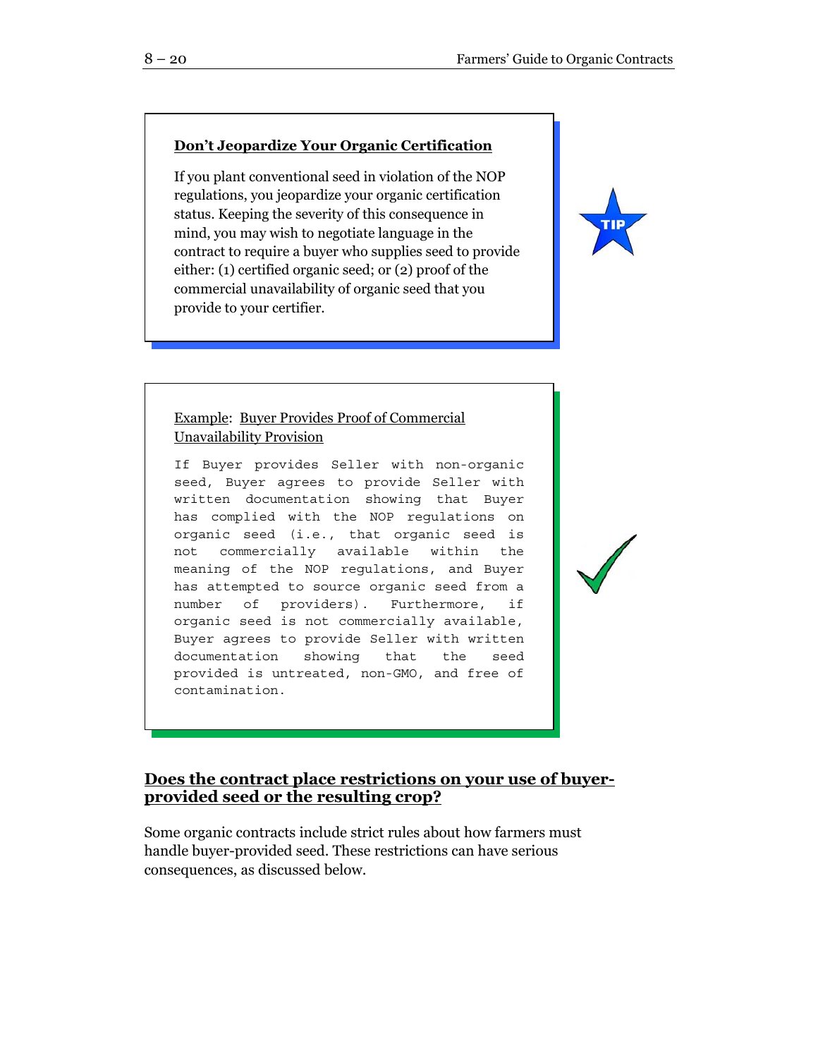**Don't Jeopardize Your Organic Certification**

If you plant conventional seed in violation of the NOP regulations, you jeopardize your organic certification status. Keeping the severity of this consequence in mind, you may wish to negotiate language in the contract to require a buyer who supplies seed to provide either: (1) certified organic seed; or (2) proof of the commercial unavailability of organic seed that you provide to your certifier.

Example: Buyer Provides Proof of Commercial Unavailability Provision

```
If Buyer provides Seller with non-organic seed, Buyer agrees to provide Seller with written documentation showing that Buyer has complied with the NOP regulations on organic seed (i.e., that organic seed is not commercially available within the meaning of the NOP regulations, and Buyer has attempted to source organic seed from a number of providers). Furthermore, if organic seed is not commercially available, Buyer agrees to provide Seller with written documentation showing that the seed provided is untreated, non-GMO, and free of contamination.
```

## Does the contract place restrictions on your use of buyer-provided seed or the resulting crop?

Some organic contracts include strict rules about how farmers must handle buyer-provided seed. These restrictions can have serious consequences, as discussed below.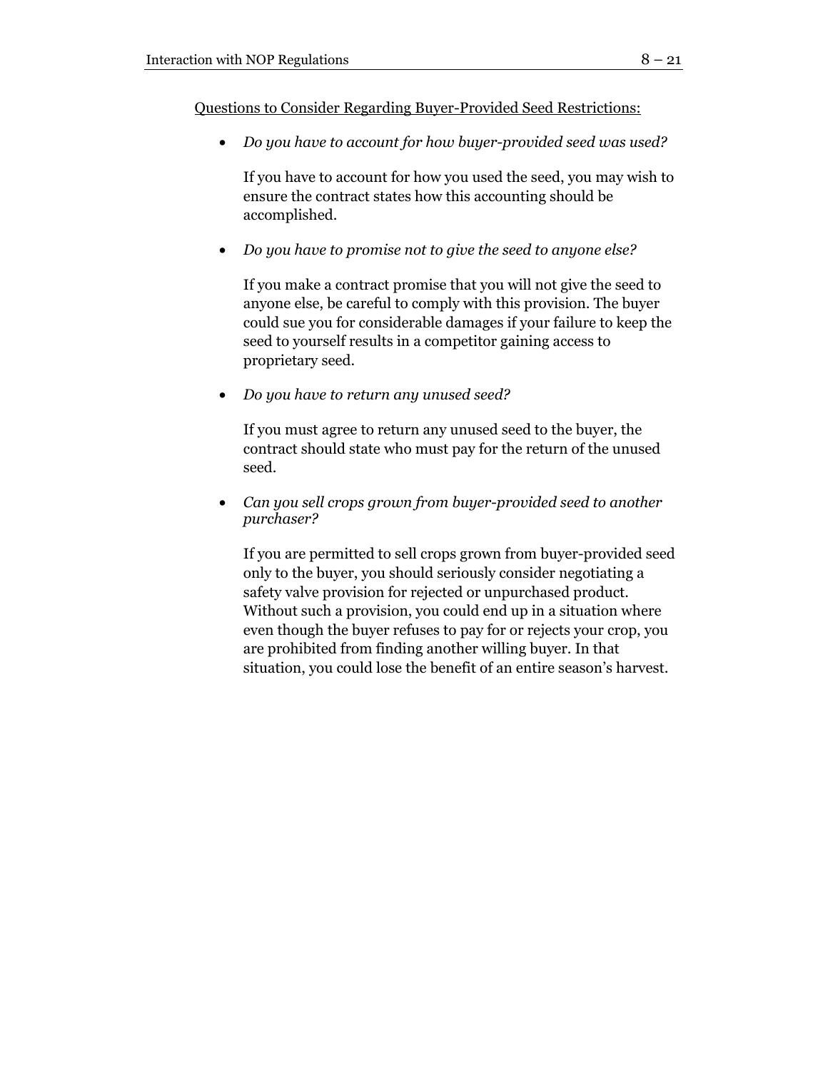<u>Questions to Consider Regarding Buyer-Provided Seed Restrictions:</u>

- *Do you have to account for how buyer-provided seed was used?*

  If you have to account for how you used the seed, you may wish to ensure the contract states how this accounting should be accomplished.

- *Do you have to promise not to give the seed to anyone else?*

  If you make a contract promise that you will not give the seed to anyone else, be careful to comply with this provision. The buyer could sue you for considerable damages if your failure to keep the seed to yourself results in a competitor gaining access to proprietary seed.

- *Do you have to return any unused seed?*

  If you must agree to return any unused seed to the buyer, the contract should state who must pay for the return of the unused seed.

- *Can you sell crops grown from buyer-provided seed to another purchaser?*

  If you are permitted to sell crops grown from buyer-provided seed only to the buyer, you should seriously consider negotiating a safety valve provision for rejected or unpurchased product. Without such a provision, you could end up in a situation where even though the buyer refuses to pay for or rejects your crop, you are prohibited from finding another willing buyer. In that situation, you could lose the benefit of an entire season's harvest.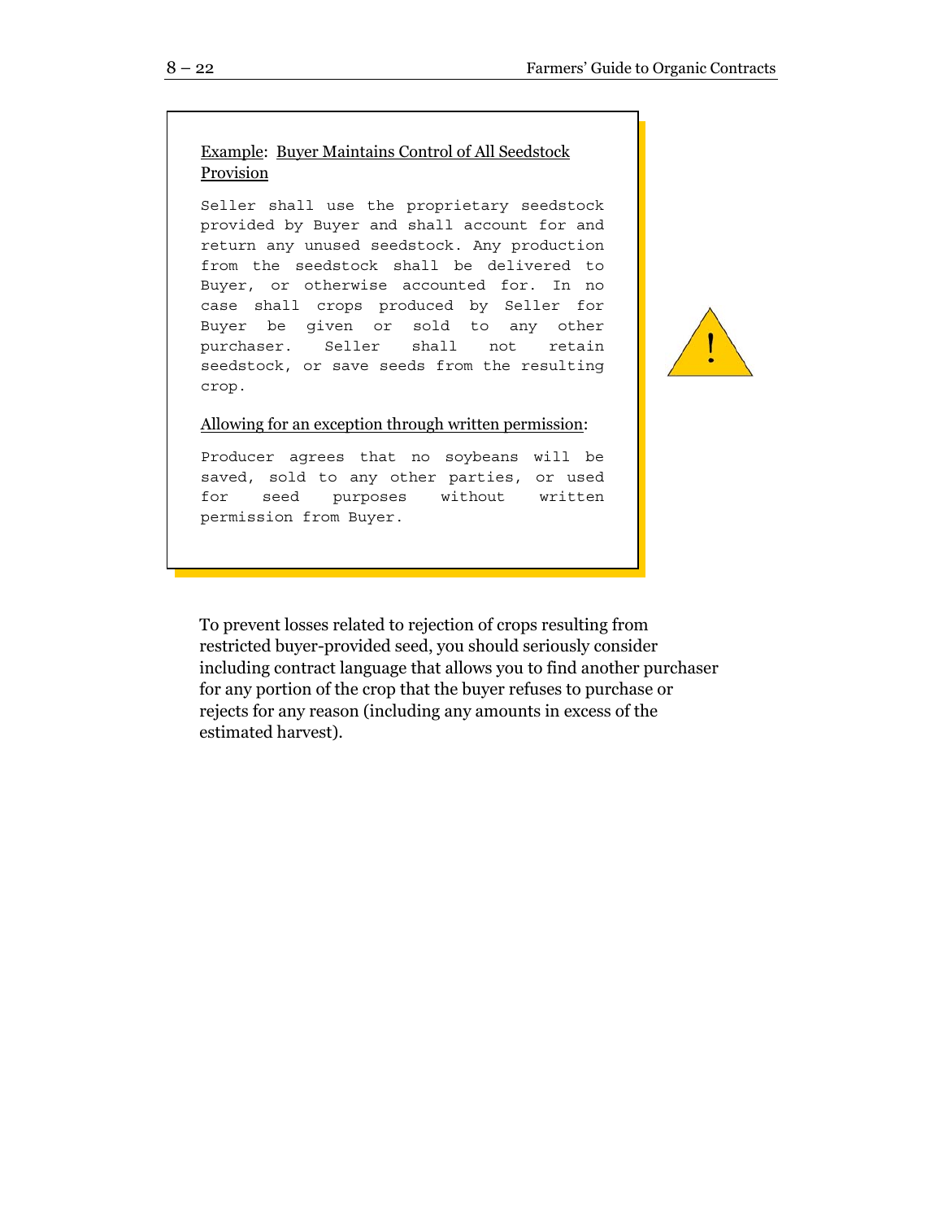Example: Buyer Maintains Control of All Seedstock Provision

```
Seller shall use the proprietary seedstock provided by Buyer and shall account for and return any unused seedstock. Any production from the seedstock shall be delivered to Buyer, or otherwise accounted for. In no case shall crops produced by Seller for Buyer be given or sold to any other purchaser. Seller shall not retain seedstock, or save seeds from the resulting crop.
```

Allowing for an exception through written permission:

```
Producer agrees that no soybeans will be saved, sold to any other parties, or used for seed purposes without written permission from Buyer.
```

To prevent losses related to rejection of crops resulting from restricted buyer-provided seed, you should seriously consider including contract language that allows you to find another purchaser for any portion of the crop that the buyer refuses to purchase or rejects for any reason (including any amounts in excess of the estimated harvest).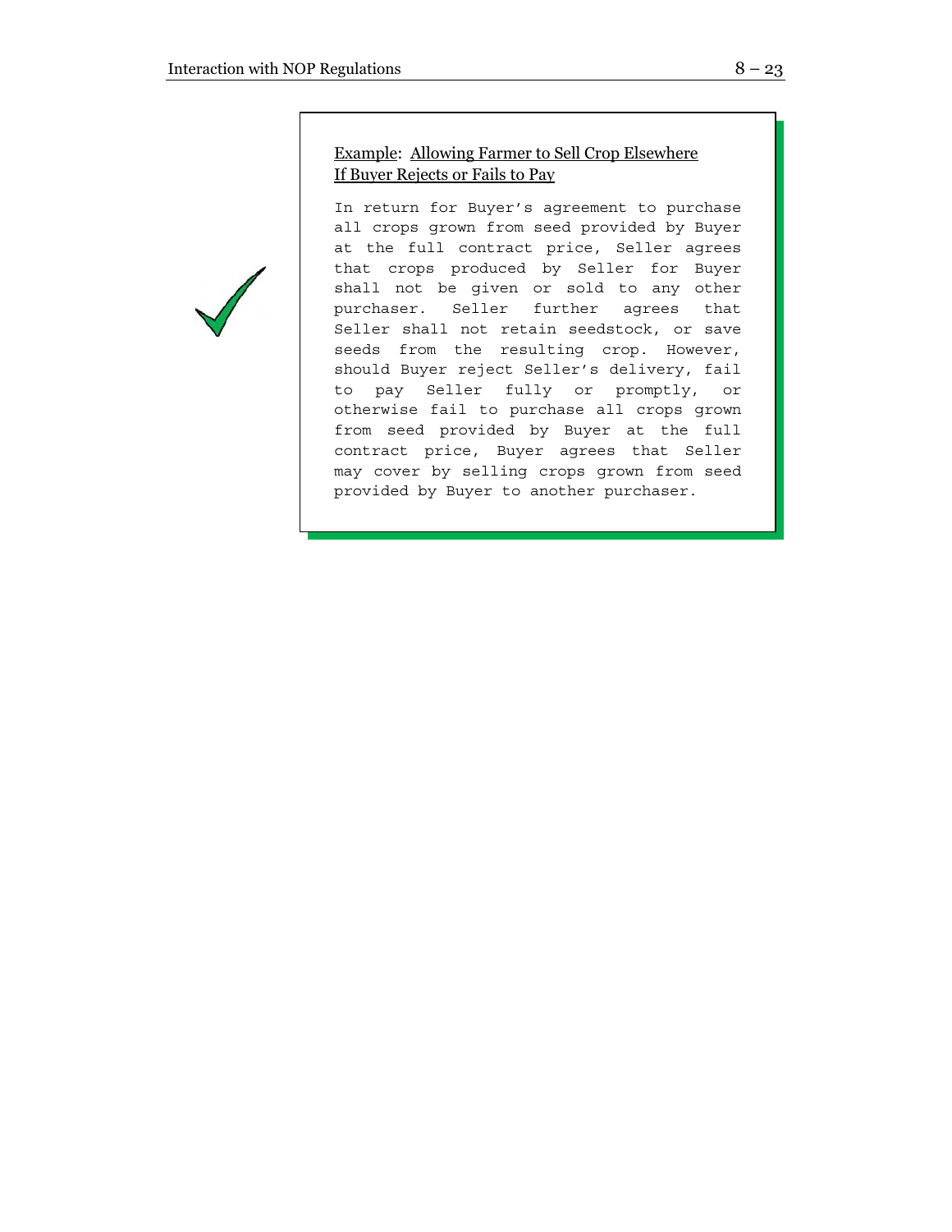Example: Allowing Farmer to Sell Crop Elsewhere If Buyer Rejects or Fails to Pay

```
In return for Buyer's agreement to purchase all crops grown from seed provided by Buyer at the full contract price, Seller agrees that crops produced by Seller for Buyer shall not be given or sold to any other purchaser. Seller further agrees that Seller shall not retain seedstock, or save seeds from the resulting crop. However, should Buyer reject Seller's delivery, fail to pay Seller fully or promptly, or otherwise fail to purchase all crops grown from seed provided by Buyer at the full contract price, Buyer agrees that Seller may cover by selling crops grown from seed provided by Buyer to another purchaser.
```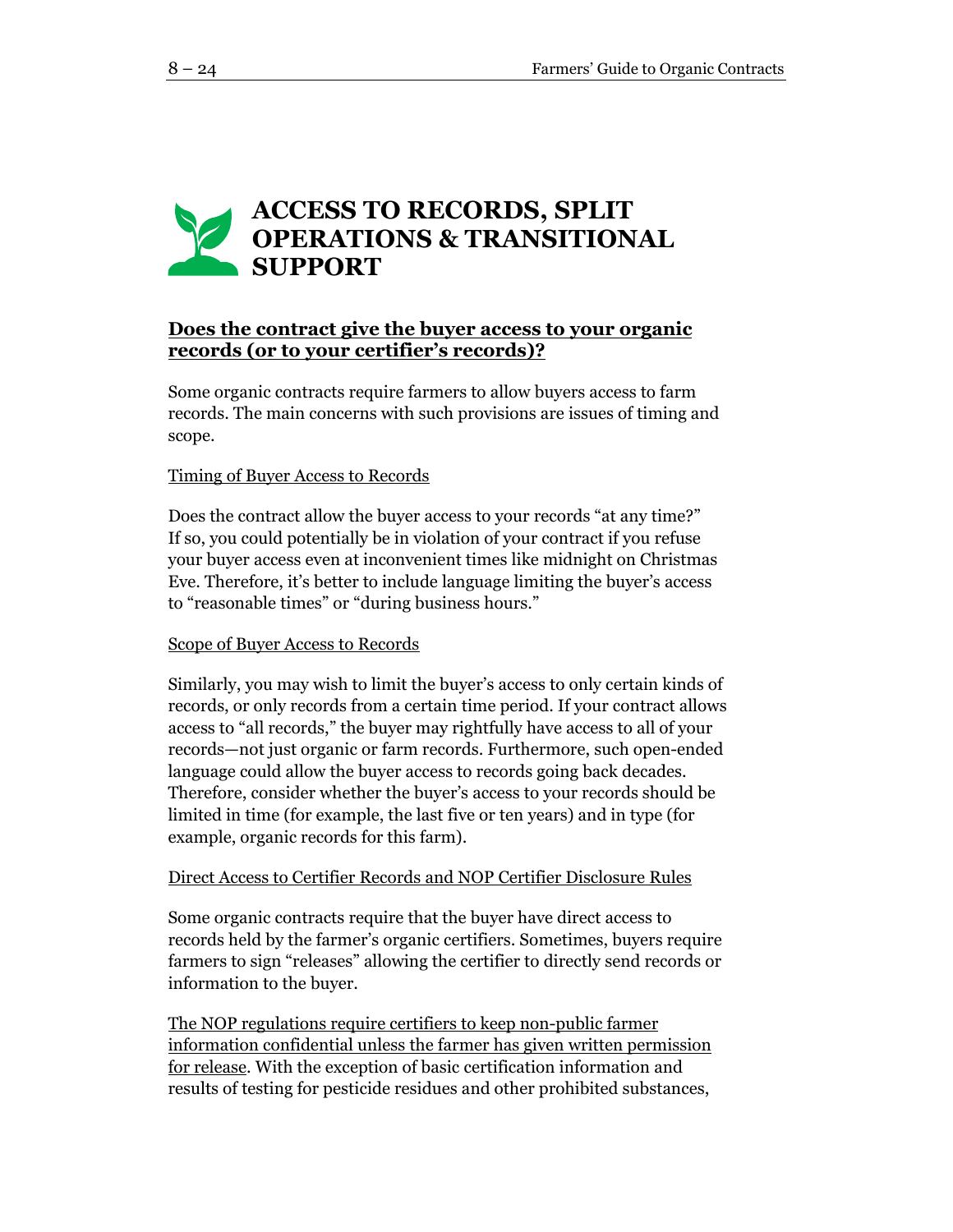# ACCESS TO RECORDS, SPLIT OPERATIONS & TRANSITIONAL SUPPORT

## Does the contract give the buyer access to your organic records (or to your certifier's records)?

Some organic contracts require farmers to allow buyers access to farm records. The main concerns with such provisions are issues of timing and scope.

### Timing of Buyer Access to Records

Does the contract allow the buyer access to your records "at any time?" If so, you could potentially be in violation of your contract if you refuse your buyer access even at inconvenient times like midnight on Christmas Eve. Therefore, it's better to include language limiting the buyer's access to "reasonable times" or "during business hours."

### Scope of Buyer Access to Records

Similarly, you may wish to limit the buyer's access to only certain kinds of records, or only records from a certain time period. If your contract allows access to "all records," the buyer may rightfully have access to all of your records—not just organic or farm records. Furthermore, such open-ended language could allow the buyer access to records going back decades. Therefore, consider whether the buyer's access to your records should be limited in time (for example, the last five or ten years) and in type (for example, organic records for this farm).

### Direct Access to Certifier Records and NOP Certifier Disclosure Rules

Some organic contracts require that the buyer have direct access to records held by the farmer's organic certifiers. Sometimes, buyers require farmers to sign "releases" allowing the certifier to directly send records or information to the buyer.

The NOP regulations require certifiers to keep non-public farmer information confidential unless the farmer has given written permission for release. With the exception of basic certification information and results of testing for pesticide residues and other prohibited substances,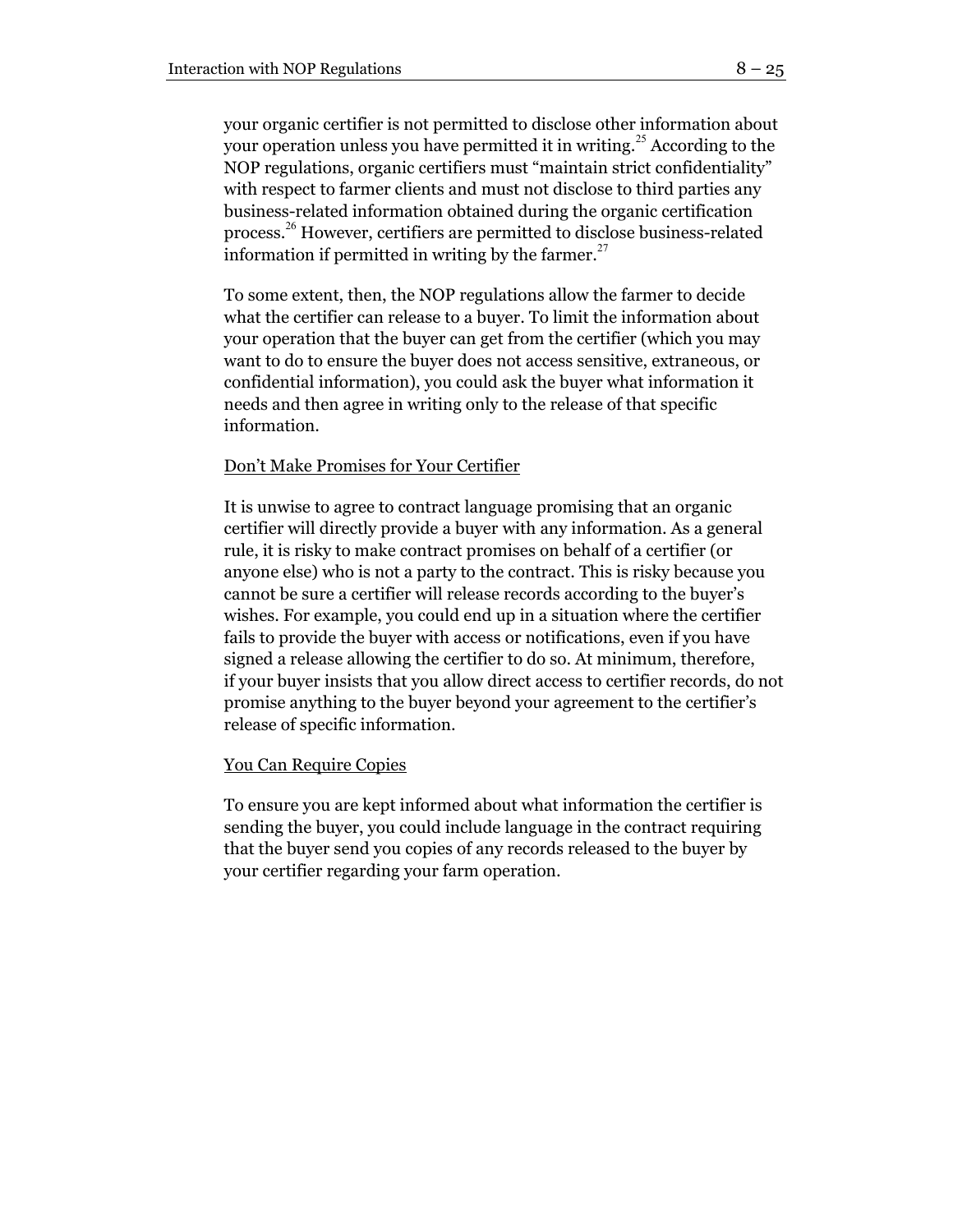your organic certifier is not permitted to disclose other information about your operation unless you have permitted it in writing.[25] According to the NOP regulations, organic certifiers must "maintain strict confidentiality" with respect to farmer clients and must not disclose to third parties any business-related information obtained during the organic certification process.[26] However, certifiers are permitted to disclose business-related information if permitted in writing by the farmer.[27]

To some extent, then, the NOP regulations allow the farmer to decide what the certifier can release to a buyer. To limit the information about your operation that the buyer can get from the certifier (which you may want to do to ensure the buyer does not access sensitive, extraneous, or confidential information), you could ask the buyer what information it needs and then agree in writing only to the release of that specific information.

### Don't Make Promises for Your Certifier

It is unwise to agree to contract language promising that an organic certifier will directly provide a buyer with any information. As a general rule, it is risky to make contract promises on behalf of a certifier (or anyone else) who is not a party to the contract. This is risky because you cannot be sure a certifier will release records according to the buyer's wishes. For example, you could end up in a situation where the certifier fails to provide the buyer with access or notifications, even if you have signed a release allowing the certifier to do so. At minimum, therefore, if your buyer insists that you allow direct access to certifier records, do not promise anything to the buyer beyond your agreement to the certifier's release of specific information.

### You Can Require Copies

To ensure you are kept informed about what information the certifier is sending the buyer, you could include language in the contract requiring that the buyer send you copies of any records released to the buyer by your certifier regarding your farm operation.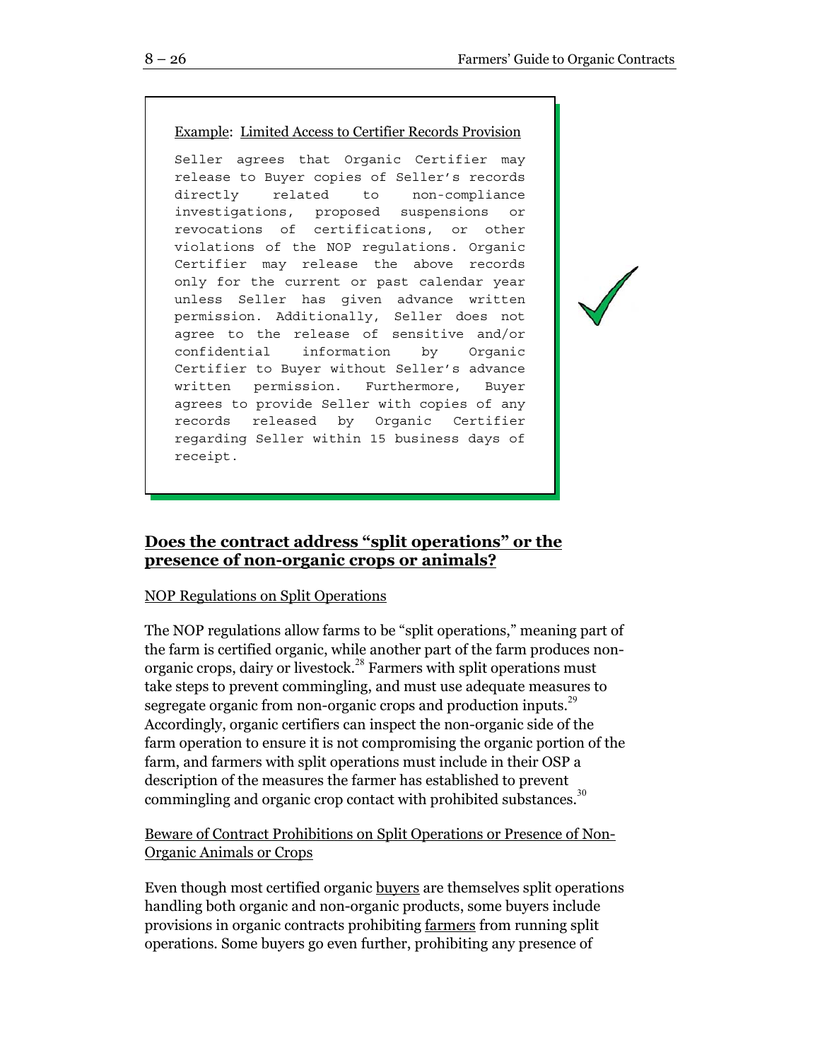Example: Limited Access to Certifier Records Provision

```
Seller agrees that Organic Certifier may release to Buyer copies of Seller's records directly related to non-compliance investigations, proposed suspensions or revocations of certifications, or other violations of the NOP regulations. Organic Certifier may release the above records only for the current or past calendar year unless Seller has given advance written permission. Additionally, Seller does not agree to the release of sensitive and/or confidential information by Organic Certifier to Buyer without Seller's advance written permission. Furthermore, Buyer agrees to provide Seller with copies of any records released by Organic Certifier regarding Seller within 15 business days of receipt.
```

## Does the contract address "split operations" or the presence of non-organic crops or animals?

NOP Regulations on Split Operations

The NOP regulations allow farms to be "split operations," meaning part of the farm is certified organic, while another part of the farm produces non-organic crops, dairy or livestock.[28] Farmers with split operations must take steps to prevent commingling, and must use adequate measures to segregate organic from non-organic crops and production inputs.[29] Accordingly, organic certifiers can inspect the non-organic side of the farm operation to ensure it is not compromising the organic portion of the farm, and farmers with split operations must include in their OSP a description of the measures the farmer has established to prevent commingling and organic crop contact with prohibited substances.[30]

Beware of Contract Prohibitions on Split Operations or Presence of Non-Organic Animals or Crops

Even though most certified organic buyers are themselves split operations handling both organic and non-organic products, some buyers include provisions in organic contracts prohibiting farmers from running split operations. Some buyers go even further, prohibiting any presence of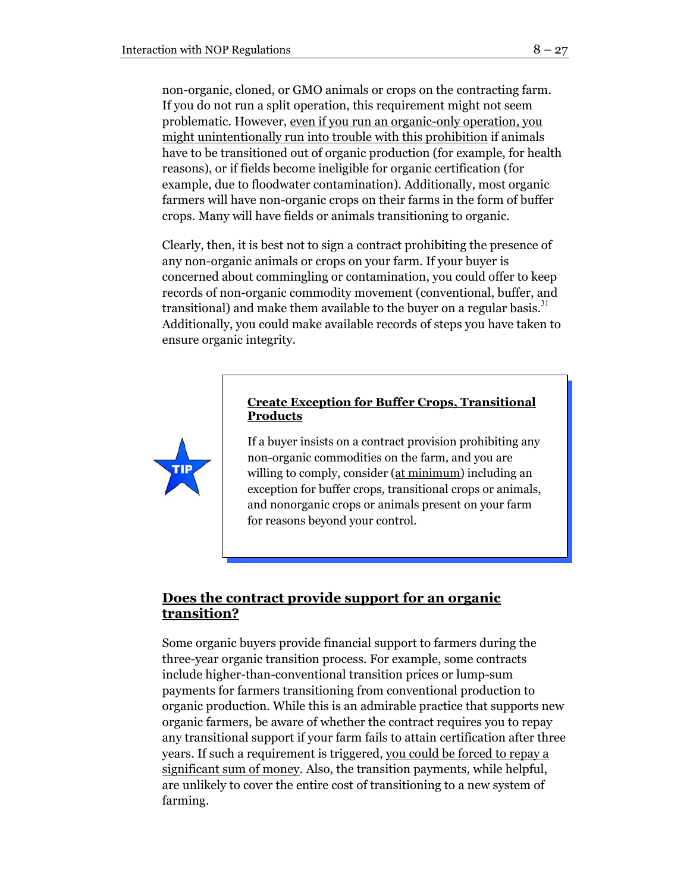non-organic, cloned, or GMO animals or crops on the contracting farm. If you do not run a split operation, this requirement might not seem problematic. However, even if you run an organic-only operation, you might unintentionally run into trouble with this prohibition if animals have to be transitioned out of organic production (for example, for health reasons), or if fields become ineligible for organic certification (for example, due to floodwater contamination). Additionally, most organic farmers will have non-organic crops on their farms in the form of buffer crops. Many will have fields or animals transitioning to organic.

Clearly, then, it is best not to sign a contract prohibiting the presence of any non-organic animals or crops on your farm. If your buyer is concerned about commingling or contamination, you could offer to keep records of non-organic commodity movement (conventional, buffer, and transitional) and make them available to the buyer on a regular basis.[31] Additionally, you could make available records of steps you have taken to ensure organic integrity.

> **TIP**
>
> **Create Exception for Buffer Crops, Transitional Products**
>
> If a buyer insists on a contract provision prohibiting any non-organic commodities on the farm, and you are willing to comply, consider (at minimum) including an exception for buffer crops, transitional crops or animals, and nonorganic crops or animals present on your farm for reasons beyond your control.

## Does the contract provide support for an organic transition?

Some organic buyers provide financial support to farmers during the three-year organic transition process. For example, some contracts include higher-than-conventional transition prices or lump-sum payments for farmers transitioning from conventional production to organic production. While this is an admirable practice that supports new organic farmers, be aware of whether the contract requires you to repay any transitional support if your farm fails to attain certification after three years. If such a requirement is triggered, you could be forced to repay a significant sum of money. Also, the transition payments, while helpful, are unlikely to cover the entire cost of transitioning to a new system of farming.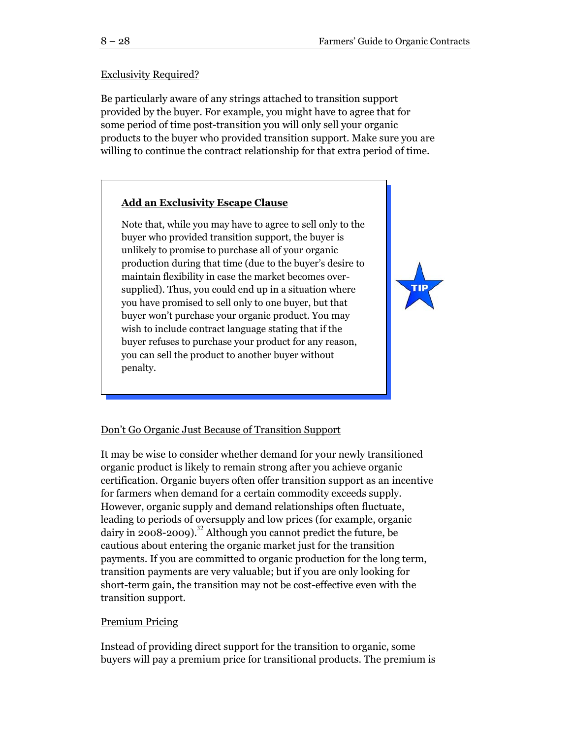Exclusivity Required?

Be particularly aware of any strings attached to transition support provided by the buyer. For example, you might have to agree that for some period of time post-transition you will only sell your organic products to the buyer who provided transition support. Make sure you are willing to continue the contract relationship for that extra period of time.

> **Add an Exclusivity Escape Clause**
>
> Note that, while you may have to agree to sell only to the buyer who provided transition support, the buyer is unlikely to promise to purchase all of your organic production during that time (due to the buyer's desire to maintain flexibility in case the market becomes over-supplied). Thus, you could end up in a situation where you have promised to sell only to one buyer, but that buyer won't purchase your organic product. You may wish to include contract language stating that if the buyer refuses to purchase your product for any reason, you can sell the product to another buyer without penalty.

TIP

Don't Go Organic Just Because of Transition Support

It may be wise to consider whether demand for your newly transitioned organic product is likely to remain strong after you achieve organic certification. Organic buyers often offer transition support as an incentive for farmers when demand for a certain commodity exceeds supply. However, organic supply and demand relationships often fluctuate, leading to periods of oversupply and low prices (for example, organic dairy in 2008-2009).[32] Although you cannot predict the future, be cautious about entering the organic market just for the transition payments. If you are committed to organic production for the long term, transition payments are very valuable; but if you are only looking for short-term gain, the transition may not be cost-effective even with the transition support.

Premium Pricing

Instead of providing direct support for the transition to organic, some buyers will pay a premium price for transitional products. The premium is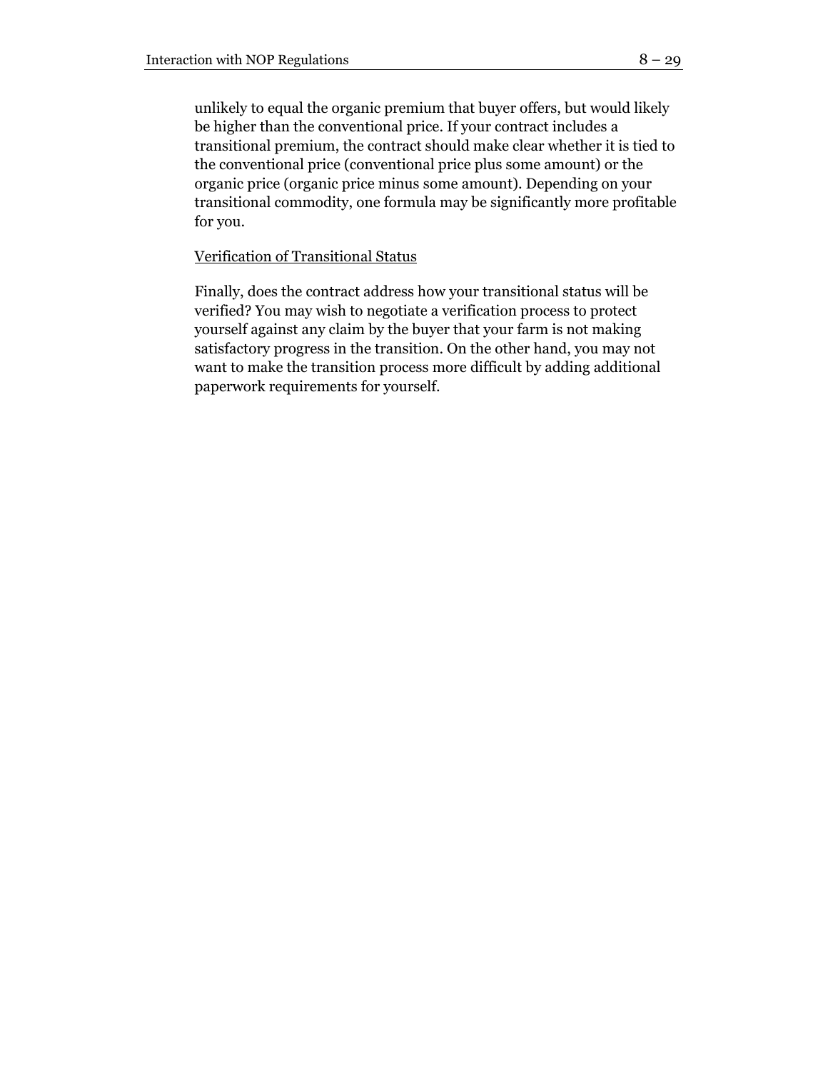unlikely to equal the organic premium that buyer offers, but would likely be higher than the conventional price. If your contract includes a transitional premium, the contract should make clear whether it is tied to the conventional price (conventional price plus some amount) or the organic price (organic price minus some amount). Depending on your transitional commodity, one formula may be significantly more profitable for you.

<u>Verification of Transitional Status</u>

Finally, does the contract address how your transitional status will be verified? You may wish to negotiate a verification process to protect yourself against any claim by the buyer that your farm is not making satisfactory progress in the transition. On the other hand, you may not want to make the transition process more difficult by adding additional paperwork requirements for yourself.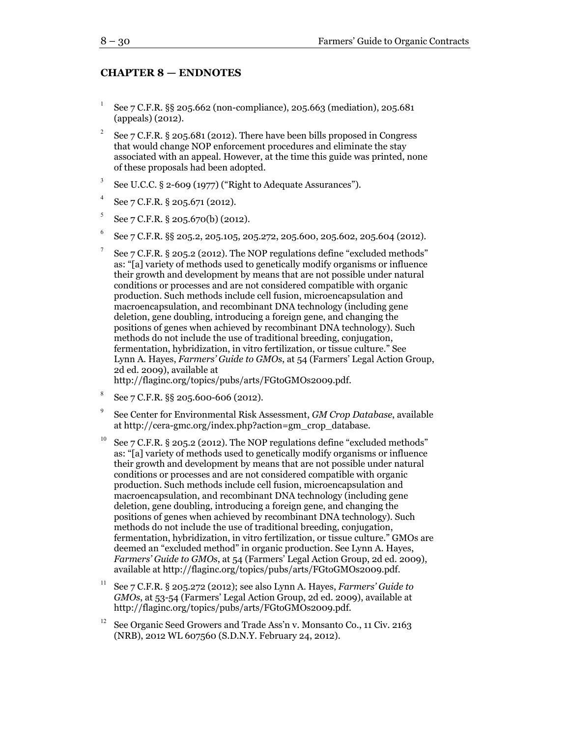## CHAPTER 8 — ENDNOTES

1. See 7 C.F.R. §§ 205.662 (non-compliance), 205.663 (mediation), 205.681 (appeals) (2012).

2. See 7 C.F.R. § 205.681 (2012). There have been bills proposed in Congress that would change NOP enforcement procedures and eliminate the stay associated with an appeal. However, at the time this guide was printed, none of these proposals had been adopted.

3. See U.C.C. § 2-609 (1977) ("Right to Adequate Assurances").

4. See 7 C.F.R. § 205.671 (2012).

5. See 7 C.F.R. § 205.670(b) (2012).

6. See 7 C.F.R. §§ 205.2, 205.105, 205.272, 205.600, 205.602, 205.604 (2012).

7. See 7 C.F.R. § 205.2 (2012). The NOP regulations define "excluded methods" as: "[a] variety of methods used to genetically modify organisms or influence their growth and development by means that are not possible under natural conditions or processes and are not considered compatible with organic production. Such methods include cell fusion, microencapsulation and macroencapsulation, and recombinant DNA technology (including gene deletion, gene doubling, introducing a foreign gene, and changing the positions of genes when achieved by recombinant DNA technology). Such methods do not include the use of traditional breeding, conjugation, fermentation, hybridization, in vitro fertilization, or tissue culture." See Lynn A. Hayes, *Farmers' Guide to GMOs*, at 54 (Farmers' Legal Action Group, 2d ed. 2009), available at http://flaginc.org/topics/pubs/arts/FGtoGMOs2009.pdf.

8. See 7 C.F.R. §§ 205.600-606 (2012).

9. See Center for Environmental Risk Assessment, *GM Crop Database*, available at http://cera-gmc.org/index.php?action=gm_crop_database.

10. See 7 C.F.R. § 205.2 (2012). The NOP regulations define "excluded methods" as: "[a] variety of methods used to genetically modify organisms or influence their growth and development by means that are not possible under natural conditions or processes and are not considered compatible with organic production. Such methods include cell fusion, microencapsulation and macroencapsulation, and recombinant DNA technology (including gene deletion, gene doubling, introducing a foreign gene, and changing the positions of genes when achieved by recombinant DNA technology). Such methods do not include the use of traditional breeding, conjugation, fermentation, hybridization, in vitro fertilization, or tissue culture." GMOs are deemed an "excluded method" in organic production. See Lynn A. Hayes, *Farmers' Guide to GMOs*, at 54 (Farmers' Legal Action Group, 2d ed. 2009), available at http://flaginc.org/topics/pubs/arts/FGtoGMOs2009.pdf.

11. See 7 C.F.R. § 205.272 (2012); see also Lynn A. Hayes, *Farmers' Guide to GMOs*, at 53-54 (Farmers' Legal Action Group, 2d ed. 2009), available at http://flaginc.org/topics/pubs/arts/FGtoGMOs2009.pdf.

12. See Organic Seed Growers and Trade Ass'n v. Monsanto Co., 11 Civ. 2163 (NRB), 2012 WL 607560 (S.D.N.Y. February 24, 2012).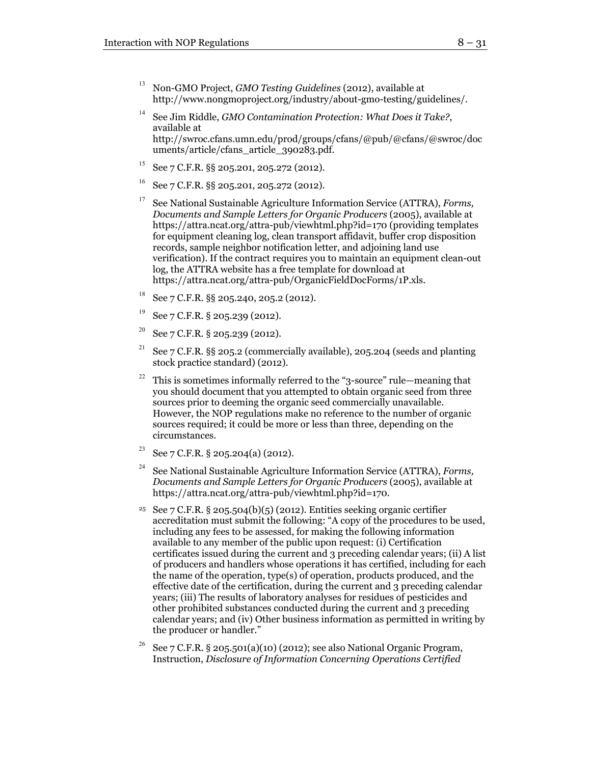[13] Non-GMO Project, *GMO Testing Guidelines* (2012), available at http://www.nongmoproject.org/industry/about-gmo-testing/guidelines/.

[14] See Jim Riddle, *GMO Contamination Protection: What Does it Take?*, available at http://swroc.cfans.umn.edu/prod/groups/cfans/@pub/@cfans/@swroc/documents/article/cfans_article_390283.pdf.

[15] See 7 C.F.R. §§ 205.201, 205.272 (2012).

[16] See 7 C.F.R. §§ 205.201, 205.272 (2012).

[17] See National Sustainable Agriculture Information Service (ATTRA), *Forms, Documents and Sample Letters for Organic Producers* (2005), available at https://attra.ncat.org/attra-pub/viewhtml.php?id=170 (providing templates for equipment cleaning log, clean transport affidavit, buffer crop disposition records, sample neighbor notification letter, and adjoining land use verification). If the contract requires you to maintain an equipment clean-out log, the ATTRA website has a free template for download at https://attra.ncat.org/attra-pub/OrganicFieldDocForms/1P.xls.

[18] See 7 C.F.R. §§ 205.240, 205.2 (2012).

[19] See 7 C.F.R. § 205.239 (2012).

[20] See 7 C.F.R. § 205.239 (2012).

[21] See 7 C.F.R. §§ 205.2 (commercially available), 205.204 (seeds and planting stock practice standard) (2012).

[22] This is sometimes informally referred to the "3-source" rule—meaning that you should document that you attempted to obtain organic seed from three sources prior to deeming the organic seed commercially unavailable. However, the NOP regulations make no reference to the number of organic sources required; it could be more or less than three, depending on the circumstances.

[23] See 7 C.F.R. § 205.204(a) (2012).

[24] See National Sustainable Agriculture Information Service (ATTRA), *Forms, Documents and Sample Letters for Organic Producers* (2005), available at https://attra.ncat.org/attra-pub/viewhtml.php?id=170.

[25] See 7 C.F.R. § 205.504(b)(5) (2012). Entities seeking organic certifier accreditation must submit the following: "A copy of the procedures to be used, including any fees to be assessed, for making the following information available to any member of the public upon request: (i) Certification certificates issued during the current and 3 preceding calendar years; (ii) A list of producers and handlers whose operations it has certified, including for each the name of the operation, type(s) of operation, products produced, and the effective date of the certification, during the current and 3 preceding calendar years; (iii) The results of laboratory analyses for residues of pesticides and other prohibited substances conducted during the current and 3 preceding calendar years; and (iv) Other business information as permitted in writing by the producer or handler."

[26] See 7 C.F.R. § 205.501(a)(10) (2012); see also National Organic Program, Instruction, *Disclosure of Information Concerning Operations Certified*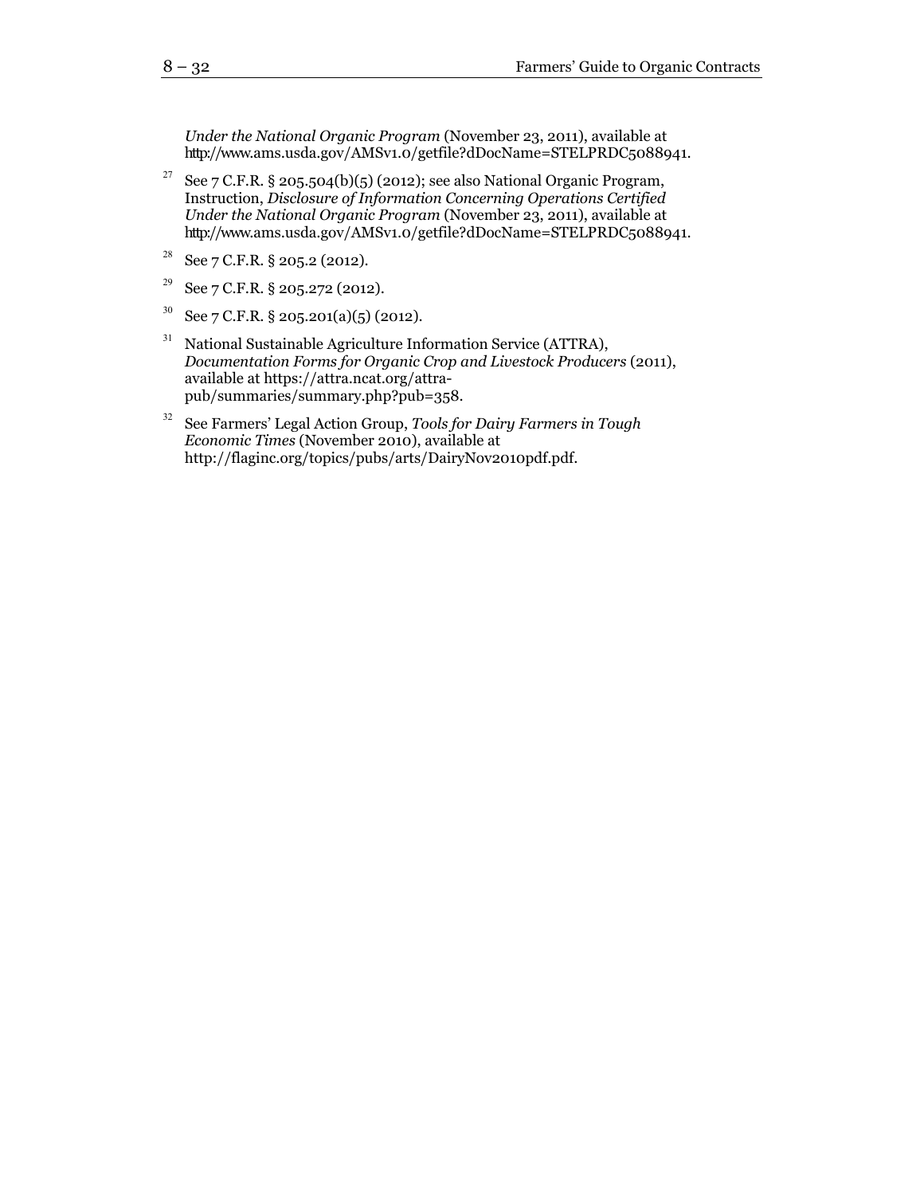*Under the National Organic Program* (November 23, 2011), available at http://www.ams.usda.gov/AMSv1.0/getfile?dDocName=STELPRDC5088941.

[27] See 7 C.F.R. § 205.504(b)(5) (2012); see also National Organic Program, Instruction, *Disclosure of Information Concerning Operations Certified Under the National Organic Program* (November 23, 2011), available at http://www.ams.usda.gov/AMSv1.0/getfile?dDocName=STELPRDC5088941.

[28] See 7 C.F.R. § 205.2 (2012).

[29] See 7 C.F.R. § 205.272 (2012).

[30] See 7 C.F.R. § 205.201(a)(5) (2012).

[31] National Sustainable Agriculture Information Service (ATTRA), *Documentation Forms for Organic Crop and Livestock Producers* (2011), available at https://attra.ncat.org/attra-pub/summaries/summary.php?pub=358.

[32] See Farmers' Legal Action Group, *Tools for Dairy Farmers in Tough Economic Times* (November 2010), available at http://flaginc.org/topics/pubs/arts/DairyNov2010pdf.pdf.